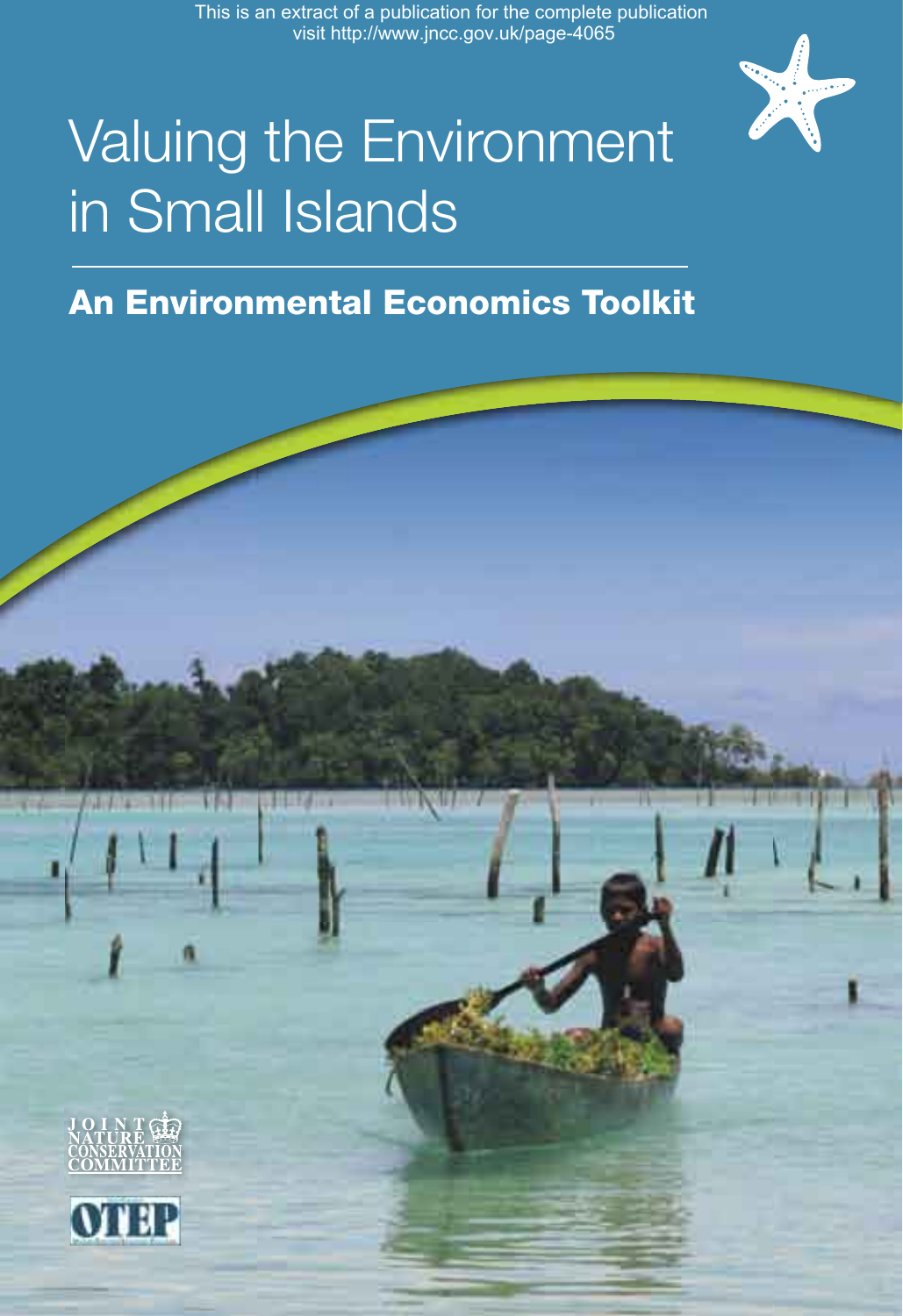This is an extract of a publication for the complete publication visit http://www.jncc.gov.uk/page-4065

# Valuing the Environment in Small Islands

## An Environmental Economics Toolkit

JOINT NATURE CONSERVATION COMMITTEE

OTEP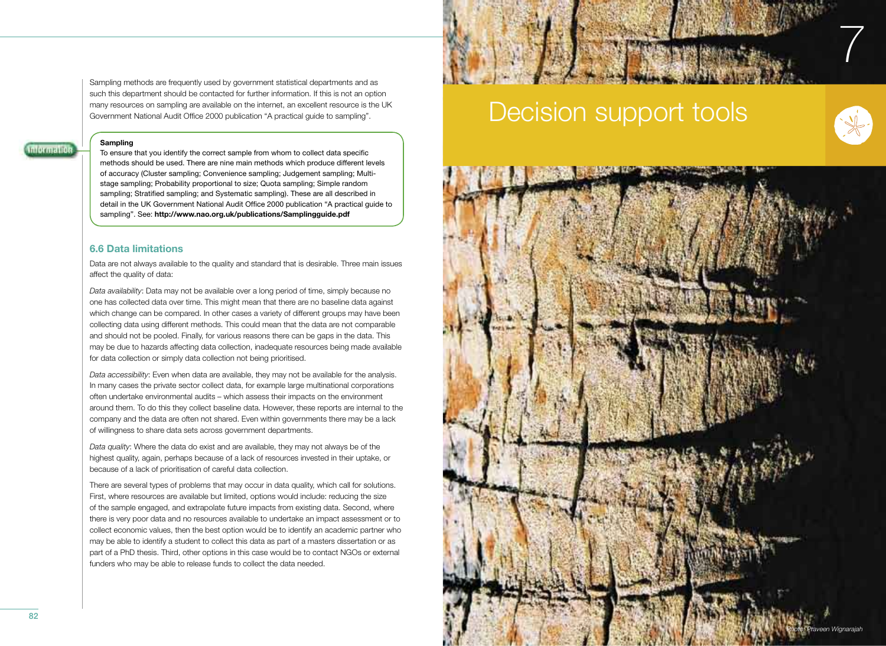Sampling methods are frequently used by government statistical departments and as such this department should be contacted for further information. If this is not an option many resources on sampling are available on the internet, an excellent resource is the UK Government National Audit Office 2000 publication "A practical guide to sampling".

Information

**Sampling**

To ensure that you identify the correct sample from whom to collect data specific methods should be used. There are nine main methods which produce different levels of accuracy (Cluster sampling; Convenience sampling; Judgement sampling; Multi-stage sampling; Probability proportional to size; Quota sampling; Simple random sampling; Stratified sampling; and Systematic sampling). These are all described in detail in the UK Government National Audit Office 2000 publication "A practical guide to sampling". See: **http://www.nao.org.uk/publications/Samplingguide.pdf**

### 6.6 Data limitations

Data are not always available to the quality and standard that is desirable. Three main issues affect the quality of data:

*Data availability*: Data may not be available over a long period of time, simply because no one has collected data over time. This might mean that there are no baseline data against which change can be compared. In other cases a variety of different groups may have been collecting data using different methods. This could mean that the data are not comparable and should not be pooled. Finally, for various reasons there can be gaps in the data. This may be due to hazards affecting data collection, inadequate resources being made available for data collection or simply data collection not being prioritised.

*Data accessibility*: Even when data are available, they may not be available for the analysis. In many cases the private sector collect data, for example large multinational corporations often undertake environmental audits – which assess their impacts on the environment around them. To do this they collect baseline data. However, these reports are internal to the company and the data are often not shared. Even within governments there may be a lack of willingness to share data sets across government departments.

*Data quality*: Where the data do exist and are available, they may not always be of the highest quality, again, perhaps because of a lack of resources invested in their uptake, or because of a lack of prioritisation of careful data collection.

There are several types of problems that may occur in data quality, which call for solutions. First, where resources are available but limited, options would include: reducing the size of the sample engaged, and extrapolate future impacts from existing data. Second, where there is very poor data and no resources available to undertake an impact assessment or to collect economic values, then the best option would be to identify an academic partner who may be able to identify a student to collect this data as part of a masters dissertation or as part of a PhD thesis. Third, other options in this case would be to contact NGOs or external funders who may be able to release funds to collect the data needed.

# 7 Decision support tools

Photo: Praveen Wignarajah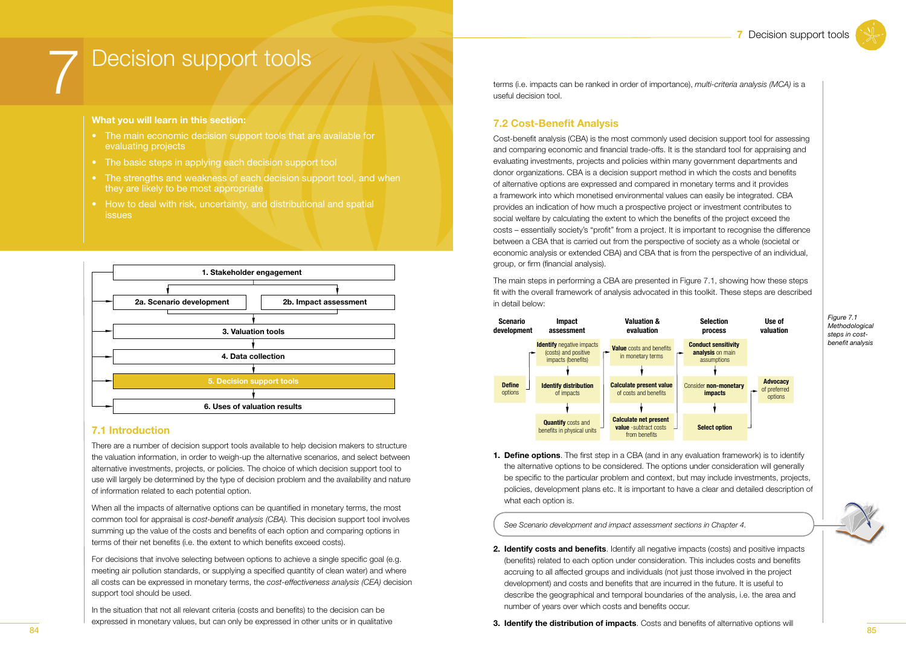# 7 Decision support tools

**What you will learn in this section:**

- The main economic decision support tools that are available for evaluating projects
- The basic steps in applying each decision support tool
- The strengths and weakness of each decision support tool, and when they are likely to be most appropriate
- How to deal with risk, uncertainty, and distributional and spatial issues

1. Stakeholder engagement
2a. Scenario development | 2b. Impact assessment
3. Valuation tools
4. Data collection
5. Decision support tools
6. Uses of valuation results

## 7.1 Introduction

There are a number of decision support tools available to help decision makers to structure the valuation information, in order to weigh-up the alternative scenarios, and select between alternative investments, projects, or policies. The choice of which decision support tool to use will largely be determined by the type of decision problem and the availability and nature of information related to each potential option.

When all the impacts of alternative options can be quantified in monetary terms, the most common tool for appraisal is *cost-benefit analysis (CBA).* This decision support tool involves summing up the value of the costs and benefits of each option and comparing options in terms of their net benefits (i.e. the extent to which benefits exceed costs).

For decisions that involve selecting between options to achieve a single specific goal (e.g. meeting air pollution standards, or supplying a specified quantity of clean water) and where all costs can be expressed in monetary terms, the *cost-effectiveness analysis (CEA)* decision support tool should be used.

In the situation that not all relevant criteria (costs and benefits) to the decision can be expressed in monetary values, but can only be expressed in other units or in qualitative terms (i.e. impacts can be ranked in order of importance), *multi-criteria analysis (MCA)* is a useful decision tool.

## 7.2 Cost-Benefit Analysis

Cost-benefit analysis (CBA) is the most commonly used decision support tool for assessing and comparing economic and financial trade-offs. It is the standard tool for appraising and evaluating investments, projects and policies within many government departments and donor organizations. CBA is a decision support method in which the costs and benefits of alternative options are expressed and compared in monetary terms and it provides a framework into which monetised environmental values can easily be integrated. CBA provides an indication of how much a prospective project or investment contributes to social welfare by calculating the extent to which the benefits of the project exceed the costs – essentially society's "profit" from a project. It is important to recognise the difference between a CBA that is carried out from the perspective of society as a whole (societal or economic analysis or extended CBA) and CBA that is from the perspective of an individual, group, or firm (financial analysis).

The main steps in performing a CBA are presented in Figure 7.1, showing how these steps fit with the overall framework of analysis advocated in this toolkit. These steps are described in detail below:

| Scenario development | Impact assessment | Valuation & evaluation | Selection process | Use of valuation |
|---|---|---|---|---|
| | **Identify** negative impacts (costs) and positive impacts (benefits) | **Value** costs and benefits in monetary terms | **Conduct sensitivity analysis** on main assumptions | |
| **Define** options | **Identify distribution** of impacts | **Calculate present value** of costs and benefits | Consider **non-monetary impacts** | **Advocacy** of preferred options |
| | **Quantify** costs and benefits in physical units | **Calculate net present value** -subtract costs from benefits | **Select option** | |

*Figure 7.1 Methodological steps in cost-benefit analysis*

1. **Define options**. The first step in a CBA (and in any evaluation framework) is to identify the alternative options to be considered. The options under consideration will generally be specific to the particular problem and context, but may include investments, projects, policies, development plans etc. It is important to have a clear and detailed description of what each option is.

*See Scenario development and impact assessment sections in Chapter 4.*

2. **Identify costs and benefits**. Identify all negative impacts (costs) and positive impacts (benefits) related to each option under consideration. This includes costs and benefits accruing to all affected groups and individuals (not just those involved in the project development) and costs and benefits that are incurred in the future. It is useful to describe the geographical and temporal boundaries of the analysis, i.e. the area and number of years over which costs and benefits occur.

3. **Identify the distribution of impacts**. Costs and benefits of alternative options will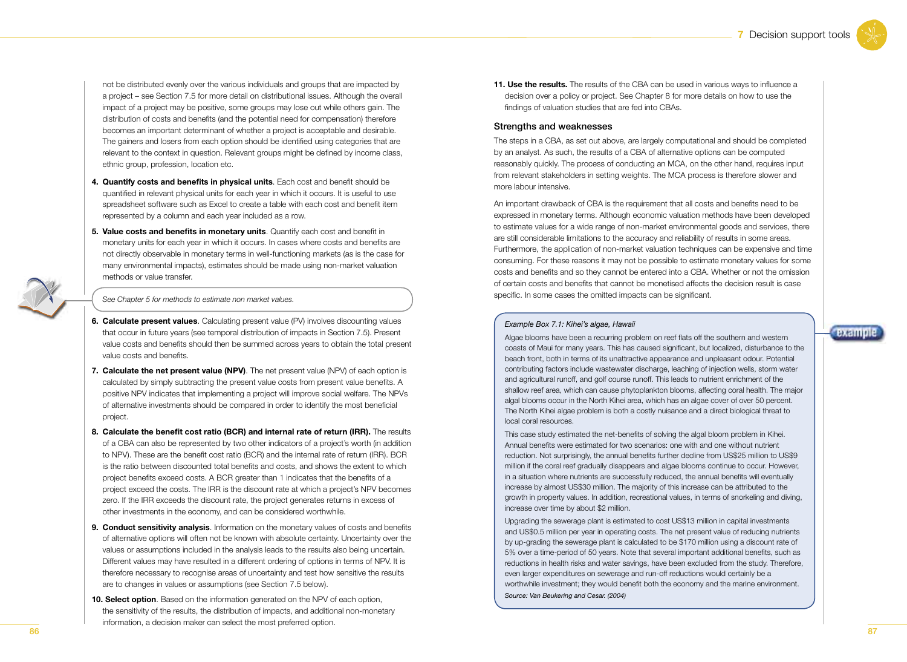not be distributed evenly over the various individuals and groups that are impacted by a project – see Section 7.5 for more detail on distributional issues. Although the overall impact of a project may be positive, some groups may lose out while others gain. The distribution of costs and benefits (and the potential need for compensation) therefore becomes an important determinant of whether a project is acceptable and desirable. The gainers and losers from each option should be identified using categories that are relevant to the context in question. Relevant groups might be defined by income class, ethnic group, profession, location etc.

4. **Quantify costs and benefits in physical units**. Each cost and benefit should be quantified in relevant physical units for each year in which it occurs. It is useful to use spreadsheet software such as Excel to create a table with each cost and benefit item represented by a column and each year included as a row.

5. **Value costs and benefits in monetary units**. Quantify each cost and benefit in monetary units for each year in which it occurs. In cases where costs and benefits are not directly observable in monetary terms in well-functioning markets (as is the case for many environmental impacts), estimates should be made using non-market valuation methods or value transfer.

*See Chapter 5 for methods to estimate non market values.*

6. **Calculate present values**. Calculating present value (PV) involves discounting values that occur in future years (see temporal distribution of impacts in Section 7.5). Present value costs and benefits should then be summed across years to obtain the total present value costs and benefits.

7. **Calculate the net present value (NPV)**. The net present value (NPV) of each option is calculated by simply subtracting the present value costs from present value benefits. A positive NPV indicates that implementing a project will improve social welfare. The NPVs of alternative investments should be compared in order to identify the most beneficial project.

8. **Calculate the benefit cost ratio (BCR) and internal rate of return (IRR).** The results of a CBA can also be represented by two other indicators of a project's worth (in addition to NPV). These are the benefit cost ratio (BCR) and the internal rate of return (IRR). BCR is the ratio between discounted total benefits and costs, and shows the extent to which project benefits exceed costs. A BCR greater than 1 indicates that the benefits of a project exceed the costs. The IRR is the discount rate at which a project's NPV becomes zero. If the IRR exceeds the discount rate, the project generates returns in excess of other investments in the economy, and can be considered worthwhile.

9. **Conduct sensitivity analysis**. Information on the monetary values of costs and benefits of alternative options will often not be known with absolute certainty. Uncertainty over the values or assumptions included in the analysis leads to the results also being uncertain. Different values may have resulted in a different ordering of options in terms of NPV. It is therefore necessary to recognise areas of uncertainty and test how sensitive the results are to changes in values or assumptions (see Section 7.5 below).

10. **Select option**. Based on the information generated on the NPV of each option, the sensitivity of the results, the distribution of impacts, and additional non-monetary information, a decision maker can select the most preferred option.

11. **Use the results.** The results of the CBA can be used in various ways to influence a decision over a policy or project. See Chapter 8 for more details on how to use the findings of valuation studies that are fed into CBAs.

### Strengths and weaknesses

The steps in a CBA, as set out above, are largely computational and should be completed by an analyst. As such, the results of a CBA of alternative options can be computed reasonably quickly. The process of conducting an MCA, on the other hand, requires input from relevant stakeholders in setting weights. The MCA process is therefore slower and more labour intensive.

An important drawback of CBA is the requirement that all costs and benefits need to be expressed in monetary terms. Although economic valuation methods have been developed to estimate values for a wide range of non-market environmental goods and services, there are still considerable limitations to the accuracy and reliability of results in some areas. Furthermore, the application of non-market valuation techniques can be expensive and time consuming. For these reasons it may not be possible to estimate monetary values for some costs and benefits and so they cannot be entered into a CBA. Whether or not the omission of certain costs and benefits that cannot be monetised affects the decision result is case specific. In some cases the omitted impacts can be significant.

> *Example Box 7.1: Kihei's algae, Hawaii*
>
> Algae blooms have been a recurring problem on reef flats off the southern and western coasts of Maui for many years. This has caused significant, but localized, disturbance to the beach front, both in terms of its unattractive appearance and unpleasant odour. Potential contributing factors include wastewater discharge, leaching of injection wells, storm water and agricultural runoff, and golf course runoff. This leads to nutrient enrichment of the shallow reef area, which can cause phytoplankton blooms, affecting coral health. The major algal blooms occur in the North Kihei area, which has an algae cover of over 50 percent. The North Kihei algae problem is both a costly nuisance and a direct biological threat to local coral resources.
>
> This case study estimated the net-benefits of solving the algal bloom problem in Kihei. Annual benefits were estimated for two scenarios: one with and one without nutrient reduction. Not surprisingly, the annual benefits further decline from US$25 million to US$9 million if the coral reef gradually disappears and algae blooms continue to occur. However, in a situation where nutrients are successfully reduced, the annual benefits will eventually increase by almost US$30 million. The majority of this increase can be attributed to the growth in property values. In addition, recreational values, in terms of snorkeling and diving, increase over time by about $2 million.
>
> Upgrading the sewerage plant is estimated to cost US$13 million in capital investments and US$0.5 million per year in operating costs. The net present value of reducing nutrients by up-grading the sewerage plant is calculated to be $170 million using a discount rate of 5% over a time-period of 50 years. Note that several important additional benefits, such as reductions in health risks and water savings, have been excluded from the study. Therefore, even larger expenditures on sewerage and run-off reductions would certainly be a worthwhile investment; they would benefit both the economy and the marine environment.
>
> *Source: Van Beukering and Cesar. (2004)*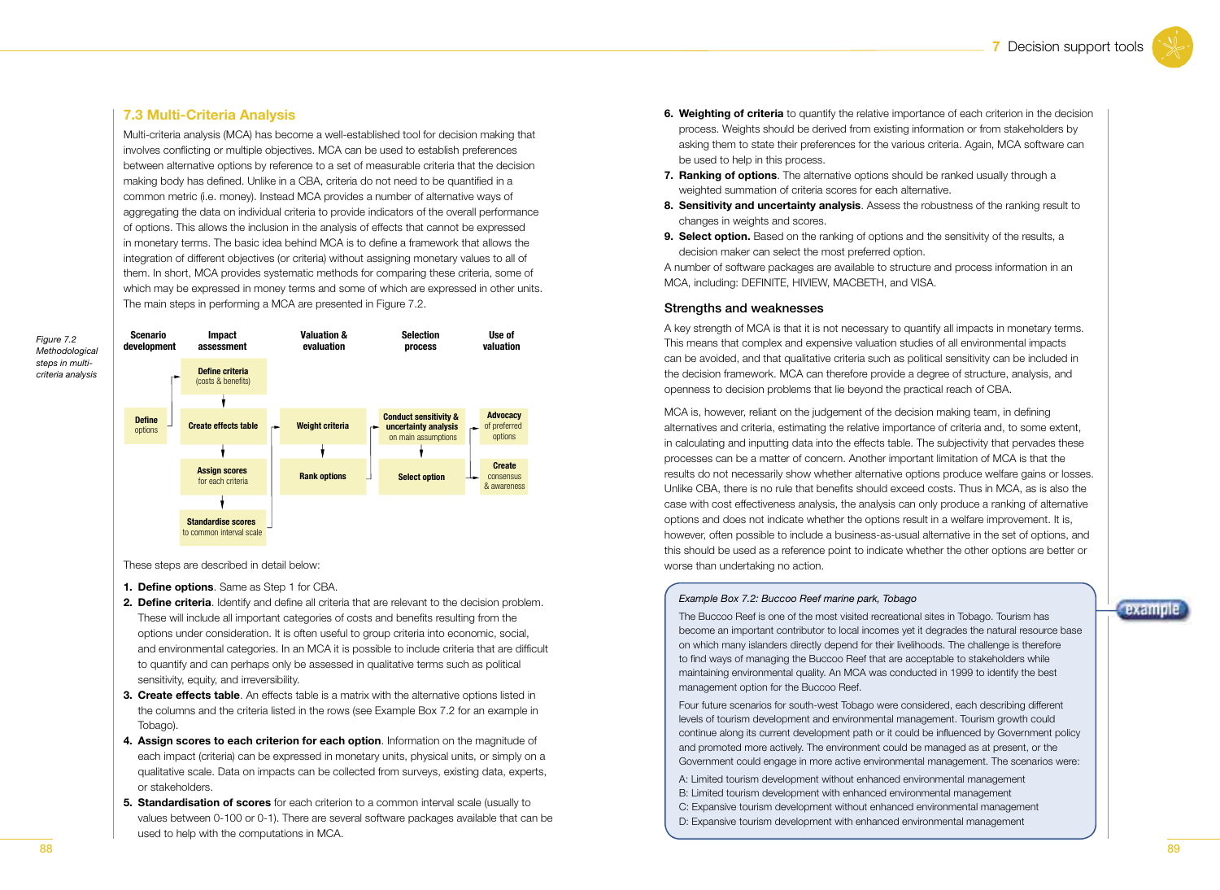## 7.3 Multi-Criteria Analysis

Multi-criteria analysis (MCA) has become a well-established tool for decision making that involves conflicting or multiple objectives. MCA can be used to establish preferences between alternative options by reference to a set of measurable criteria that the decision making body has defined. Unlike in a CBA, criteria do not need to be quantified in a common metric (i.e. money). Instead MCA provides a number of alternative ways of aggregating the data on individual criteria to provide indicators of the overall performance of options. This allows the inclusion in the analysis of effects that cannot be expressed in monetary terms. The basic idea behind MCA is to define a framework that allows the integration of different objectives (or criteria) without assigning monetary values to all of them. In short, MCA provides systematic methods for comparing these criteria, some of which may be expressed in money terms and some of which are expressed in other units. The main steps in performing a MCA are presented in Figure 7.2.

*Figure 7.2 Methodological steps in multi-criteria analysis*

| Scenario development | Impact assessment | Valuation & evaluation | Selection process | Use of valuation |
|---|---|---|---|---|
| | **Define criteria** (costs & benefits) | | | |
| **Define** options | **Create effects table** | **Weight criteria** | **Conduct sensitivity & uncertainty analysis** on main assumptions | **Advocacy** of preferred options |
| | **Assign scores** for each criteria | **Rank options** | **Select option** | **Create** consensus & awareness |
| | **Standardise scores** to common interval scale | | | |

These steps are described in detail below:

1. **Define options**. Same as Step 1 for CBA.
2. **Define criteria**. Identify and define all criteria that are relevant to the decision problem. These will include all important categories of costs and benefits resulting from the options under consideration. It is often useful to group criteria into economic, social, and environmental categories. In an MCA it is possible to include criteria that are difficult to quantify and can perhaps only be assessed in qualitative terms such as political sensitivity, equity, and irreversibility.
3. **Create effects table**. An effects table is a matrix with the alternative options listed in the columns and the criteria listed in the rows (see Example Box 7.2 for an example in Tobago).
4. **Assign scores to each criterion for each option**. Information on the magnitude of each impact (criteria) can be expressed in monetary units, physical units, or simply on a qualitative scale. Data on impacts can be collected from surveys, existing data, experts, or stakeholders.
5. **Standardisation of scores** for each criterion to a common interval scale (usually to values between 0-100 or 0-1). There are several software packages available that can be used to help with the computations in MCA.
6. **Weighting of criteria** to quantify the relative importance of each criterion in the decision process. Weights should be derived from existing information or from stakeholders by asking them to state their preferences for the various criteria. Again, MCA software can be used to help in this process.
7. **Ranking of options**. The alternative options should be ranked usually through a weighted summation of criteria scores for each alternative.
8. **Sensitivity and uncertainty analysis**. Assess the robustness of the ranking result to changes in weights and scores.
9. **Select option.** Based on the ranking of options and the sensitivity of the results, a decision maker can select the most preferred option.

A number of software packages are available to structure and process information in an MCA, including: DEFINITE, HIVIEW, MACBETH, and VISA.

### Strengths and weaknesses

A key strength of MCA is that it is not necessary to quantify all impacts in monetary terms. This means that complex and expensive valuation studies of all environmental impacts can be avoided, and that qualitative criteria such as political sensitivity can be included in the decision framework. MCA can therefore provide a degree of structure, analysis, and openness to decision problems that lie beyond the practical reach of CBA.

MCA is, however, reliant on the judgement of the decision making team, in defining alternatives and criteria, estimating the relative importance of criteria and, to some extent, in calculating and inputting data into the effects table. The subjectivity that pervades these processes can be a matter of concern. Another important limitation of MCA is that the results do not necessarily show whether alternative options produce welfare gains or losses. Unlike CBA, there is no rule that benefits should exceed costs. Thus in MCA, as is also the case with cost effectiveness analysis, the analysis can only produce a ranking of alternative options and does not indicate whether the options result in a welfare improvement. It is, however, often possible to include a business-as-usual alternative in the set of options, and this should be used as a reference point to indicate whether the other options are better or worse than undertaking no action.

*Example Box 7.2: Buccoo Reef marine park, Tobago*

The Buccoo Reef is one of the most visited recreational sites in Tobago. Tourism has become an important contributor to local incomes yet it degrades the natural resource base on which many islanders directly depend for their livelihoods. The challenge is therefore to find ways of managing the Buccoo Reef that are acceptable to stakeholders while maintaining environmental quality. An MCA was conducted in 1999 to identify the best management option for the Buccoo Reef.

Four future scenarios for south-west Tobago were considered, each describing different levels of tourism development and environmental management. Tourism growth could continue along its current development path or it could be influenced by Government policy and promoted more actively. The environment could be managed as at present, or the Government could engage in more active environmental management. The scenarios were:

A: Limited tourism development without enhanced environmental management
B: Limited tourism development with enhanced environmental management
C: Expansive tourism development without enhanced environmental management
D: Expansive tourism development with enhanced environmental management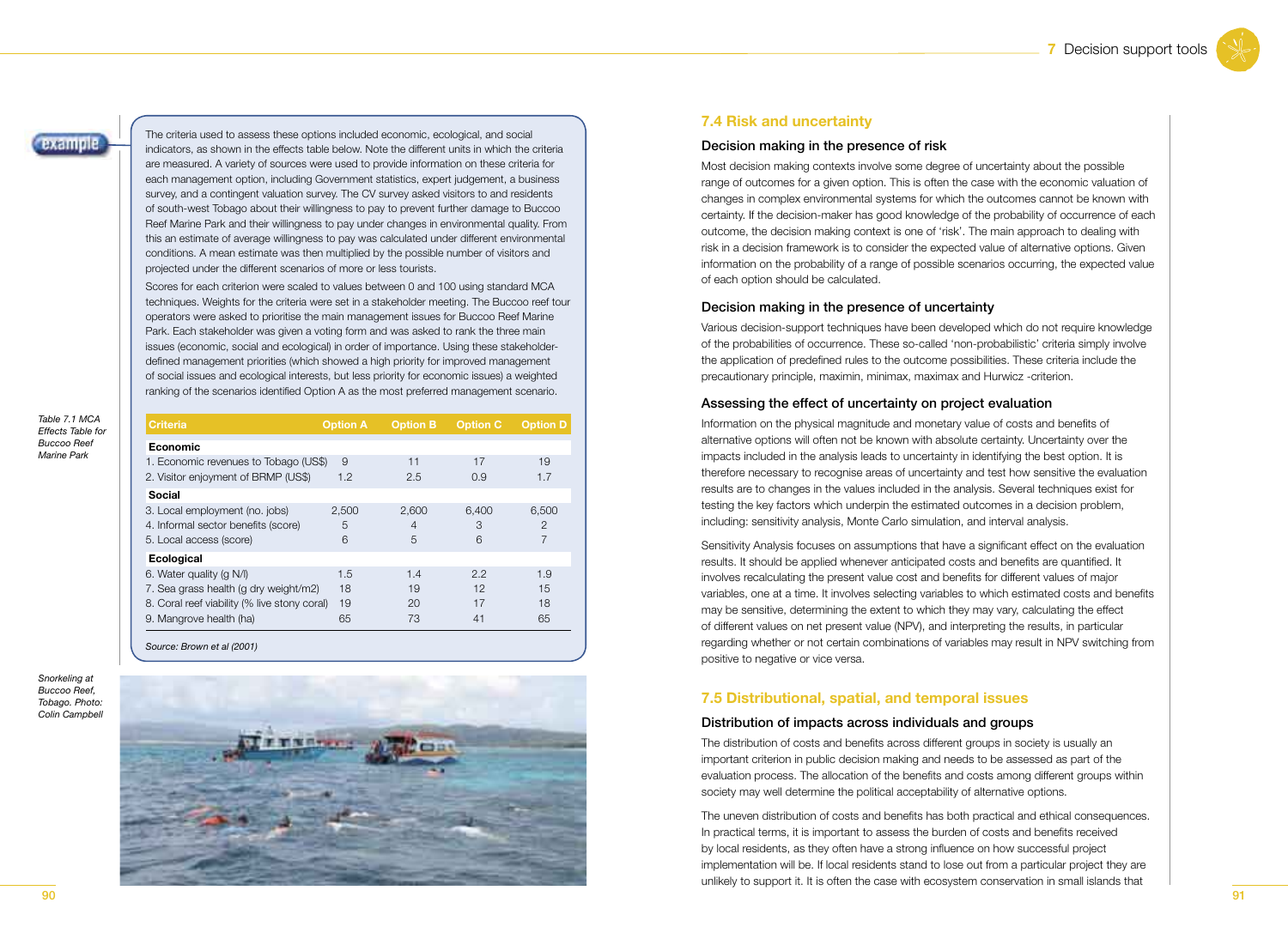example

The criteria used to assess these options included economic, ecological, and social indicators, as shown in the effects table below. Note the different units in which the criteria are measured. A variety of sources were used to provide information on these criteria for each management option, including Government statistics, expert judgement, a business survey, and a contingent valuation survey. The CV survey asked visitors to and residents of south-west Tobago about their willingness to pay to prevent further damage to Buccoo Reef Marine Park and their willingness to pay under changes in environmental quality. From this an estimate of average willingness to pay was calculated under different environmental conditions. A mean estimate was then multiplied by the possible number of visitors and projected under the different scenarios of more or less tourists.

Scores for each criterion were scaled to values between 0 and 100 using standard MCA techniques. Weights for the criteria were set in a stakeholder meeting. The Buccoo reef tour operators were asked to prioritise the main management issues for Buccoo Reef Marine Park. Each stakeholder was given a voting form and was asked to rank the three main issues (economic, social and ecological) in order of importance. Using these stakeholder-defined management priorities (which showed a high priority for improved management of social issues and ecological interests, but less priority for economic issues) a weighted ranking of the scenarios identified Option A as the most preferred management scenario.

*Table 7.1 MCA Effects Table for Buccoo Reef Marine Park*

| Criteria | Option A | Option B | Option C | Option D |
|---|---|---|---|---|
| **Economic** | | | | |
| 1. Economic revenues to Tobago (US$) | 9 | 11 | 17 | 19 |
| 2. Visitor enjoyment of BRMP (US$) | 1.2 | 2.5 | 0.9 | 1.7 |
| **Social** | | | | |
| 3. Local employment (no. jobs) | 2,500 | 2,600 | 6,400 | 6,500 |
| 4. Informal sector benefits (score) | 5 | 4 | 3 | 2 |
| 5. Local access (score) | 6 | 5 | 6 | 7 |
| **Ecological** | | | | |
| 6. Water quality (g N/l) | 1.5 | 1.4 | 2.2 | 1.9 |
| 7. Sea grass health (g dry weight/m2) | 18 | 19 | 12 | 15 |
| 8. Coral reef viability (% live stony coral) | 19 | 20 | 17 | 18 |
| 9. Mangrove health (ha) | 65 | 73 | 41 | 65 |

*Source: Brown et al (2001)*

*Snorkeling at Buccoo Reef, Tobago. Photo: Colin Campbell*

## 7.4 Risk and uncertainty

### Decision making in the presence of risk

Most decision making contexts involve some degree of uncertainty about the possible range of outcomes for a given option. This is often the case with the economic valuation of changes in complex environmental systems for which the outcomes cannot be known with certainty. If the decision-maker has good knowledge of the probability of occurrence of each outcome, the decision making context is one of 'risk'. The main approach to dealing with risk in a decision framework is to consider the expected value of alternative options. Given information on the probability of a range of possible scenarios occurring, the expected value of each option should be calculated.

### Decision making in the presence of uncertainty

Various decision-support techniques have been developed which do not require knowledge of the probabilities of occurrence. These so-called 'non-probabilistic' criteria simply involve the application of predefined rules to the outcome possibilities. These criteria include the precautionary principle, maximin, minimax, maximax and Hurwicz -criterion.

### Assessing the effect of uncertainty on project evaluation

Information on the physical magnitude and monetary value of costs and benefits of alternative options will often not be known with absolute certainty. Uncertainty over the impacts included in the analysis leads to uncertainty in identifying the best option. It is therefore necessary to recognise areas of uncertainty and test how sensitive the evaluation results are to changes in the values included in the analysis. Several techniques exist for testing the key factors which underpin the estimated outcomes in a decision problem, including: sensitivity analysis, Monte Carlo simulation, and interval analysis.

Sensitivity Analysis focuses on assumptions that have a significant effect on the evaluation results. It should be applied whenever anticipated costs and benefits are quantified. It involves recalculating the present value cost and benefits for different values of major variables, one at a time. It involves selecting variables to which estimated costs and benefits may be sensitive, determining the extent to which they may vary, calculating the effect of different values on net present value (NPV), and interpreting the results, in particular regarding whether or not certain combinations of variables may result in NPV switching from positive to negative or vice versa.

## 7.5 Distributional, spatial, and temporal issues

### Distribution of impacts across individuals and groups

The distribution of costs and benefits across different groups in society is usually an important criterion in public decision making and needs to be assessed as part of the evaluation process. The allocation of the benefits and costs among different groups within society may well determine the political acceptability of alternative options.

The uneven distribution of costs and benefits has both practical and ethical consequences. In practical terms, it is important to assess the burden of costs and benefits received by local residents, as they often have a strong influence on how successful project implementation will be. If local residents stand to lose out from a particular project they are unlikely to support it. It is often the case with ecosystem conservation in small islands that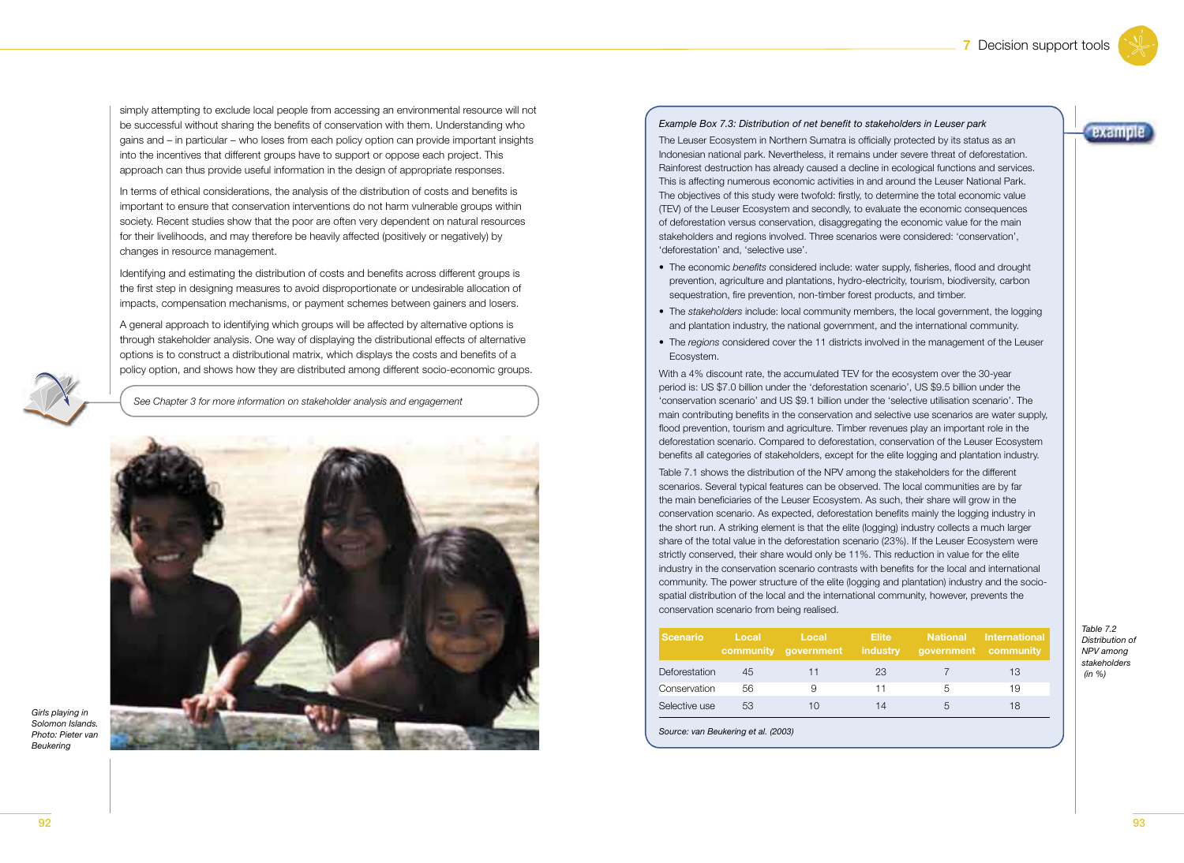simply attempting to exclude local people from accessing an environmental resource will not be successful without sharing the benefits of conservation with them. Understanding who gains and – in particular – who loses from each policy option can provide important insights into the incentives that different groups have to support or oppose each project. This approach can thus provide useful information in the design of appropriate responses.

In terms of ethical considerations, the analysis of the distribution of costs and benefits is important to ensure that conservation interventions do not harm vulnerable groups within society. Recent studies show that the poor are often very dependent on natural resources for their livelihoods, and may therefore be heavily affected (positively or negatively) by changes in resource management.

Identifying and estimating the distribution of costs and benefits across different groups is the first step in designing measures to avoid disproportionate or undesirable allocation of impacts, compensation mechanisms, or payment schemes between gainers and losers.

A general approach to identifying which groups will be affected by alternative options is through stakeholder analysis. One way of displaying the distributional effects of alternative options is to construct a distributional matrix, which displays the costs and benefits of a policy option, and shows how they are distributed among different socio-economic groups.

*See Chapter 3 for more information on stakeholder analysis and engagement*

*Girls playing in Solomon Islands. Photo: Pieter van Beukering*

*Example Box 7.3: Distribution of net benefit to stakeholders in Leuser park*

The Leuser Ecosystem in Northern Sumatra is officially protected by its status as an Indonesian national park. Nevertheless, it remains under severe threat of deforestation. Rainforest destruction has already caused a decline in ecological functions and services. This is affecting numerous economic activities in and around the Leuser National Park. The objectives of this study were twofold: firstly, to determine the total economic value (TEV) of the Leuser Ecosystem and secondly, to evaluate the economic consequences of deforestation versus conservation, disaggregating the economic value for the main stakeholders and regions involved. Three scenarios were considered: 'conservation', 'deforestation' and, 'selective use'.

- The economic *benefits* considered include: water supply, fisheries, flood and drought prevention, agriculture and plantations, hydro-electricity, tourism, biodiversity, carbon sequestration, fire prevention, non-timber forest products, and timber.
- The *stakeholders* include: local community members, the local government, the logging and plantation industry, the national government, and the international community.
- The *regions* considered cover the 11 districts involved in the management of the Leuser Ecosystem.

With a 4% discount rate, the accumulated TEV for the ecosystem over the 30-year period is: US $7.0 billion under the 'deforestation scenario', US $9.5 billion under the 'conservation scenario' and US $9.1 billion under the 'selective utilisation scenario'. The main contributing benefits in the conservation and selective use scenarios are water supply, flood prevention, tourism and agriculture. Timber revenues play an important role in the deforestation scenario. Compared to deforestation, conservation of the Leuser Ecosystem benefits all categories of stakeholders, except for the elite logging and plantation industry.

Table 7.1 shows the distribution of the NPV among the stakeholders for the different scenarios. Several typical features can be observed. The local communities are by far the main beneficiaries of the Leuser Ecosystem. As such, their share will grow in the conservation scenario. As expected, deforestation benefits mainly the logging industry in the short run. A striking element is that the elite (logging) industry collects a much larger share of the total value in the deforestation scenario (23%). If the Leuser Ecosystem were strictly conserved, their share would only be 11%. This reduction in value for the elite industry in the conservation scenario contrasts with benefits for the local and international community. The power structure of the elite (logging and plantation) industry and the socio-spatial distribution of the local and the international community, however, prevents the conservation scenario from being realised.

*Table 7.2 Distribution of NPV among stakeholders (in %)*

| Scenario | Local community | Local government | Elite industry | National government | International community |
|---|---|---|---|---|---|
| Deforestation | 45 | 11 | 23 | 7 | 13 |
| Conservation | 56 | 9 | 11 | 5 | 19 |
| Selective use | 53 | 10 | 14 | 5 | 18 |

*Source: van Beukering et al. (2003)*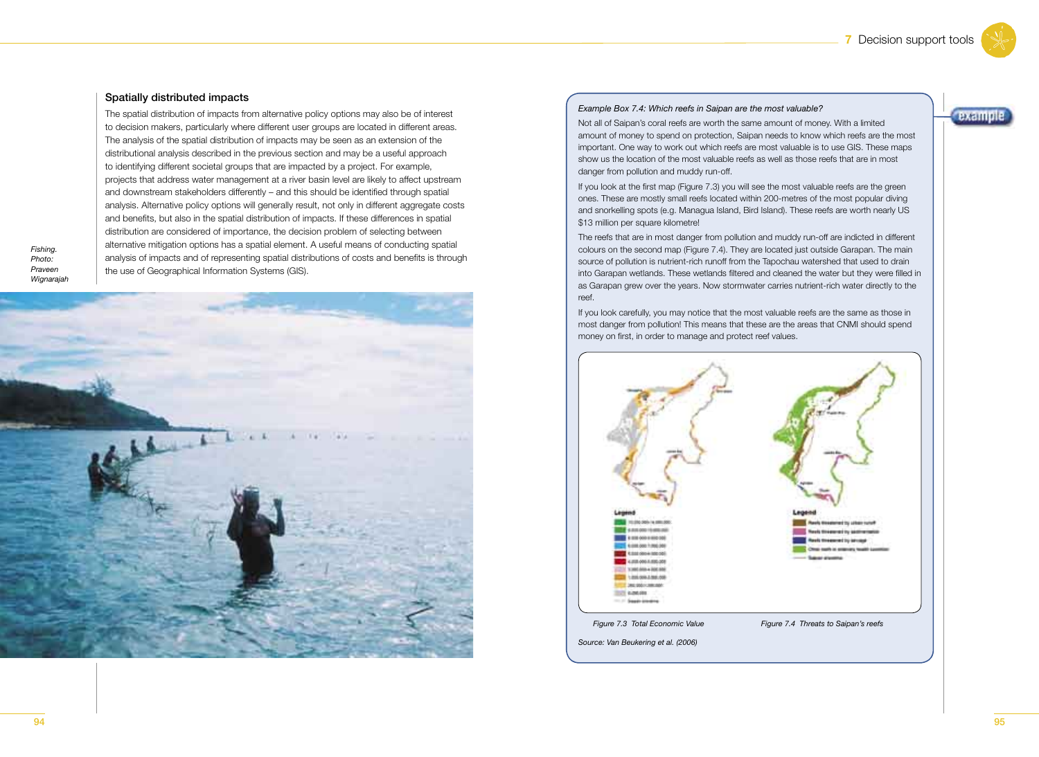## Spatially distributed impacts

The spatial distribution of impacts from alternative policy options may also be of interest to decision makers, particularly where different user groups are located in different areas. The analysis of the spatial distribution of impacts may be seen as an extension of the distributional analysis described in the previous section and may be a useful approach to identifying different societal groups that are impacted by a project. For example, projects that address water management at a river basin level are likely to affect upstream and downstream stakeholders differently – and this should be identified through spatial analysis. Alternative policy options will generally result, not only in different aggregate costs and benefits, but also in the spatial distribution of impacts. If these differences in spatial distribution are considered of importance, the decision problem of selecting between alternative mitigation options has a spatial element. A useful means of conducting spatial analysis of impacts and of representing spatial distributions of costs and benefits is through the use of Geographical Information Systems (GIS).

*Fishing. Photo: Praveen Wignarajah*

*Example Box 7.4: Which reefs in Saipan are the most valuable?*

Not all of Saipan's coral reefs are worth the same amount of money. With a limited amount of money to spend on protection, Saipan needs to know which reefs are the most important. One way to work out which reefs are most valuable is to use GIS. These maps show us the location of the most valuable reefs as well as those reefs that are in most danger from pollution and muddy run-off.

If you look at the first map (Figure 7.3) you will see the most valuable reefs are the green ones. These are mostly small reefs located within 200-metres of the most popular diving and snorkelling spots (e.g. Managua Island, Bird Island). These reefs are worth nearly US $13 million per square kilometre!

The reefs that are in most danger from pollution and muddy run-off are indicted in different colours on the second map (Figure 7.4). They are located just outside Garapan. The main source of pollution is nutrient-rich runoff from the Tapochau watershed that used to drain into Garapan wetlands. These wetlands filtered and cleaned the water but they were filled in as Garapan grew over the years. Now stormwater carries nutrient-rich water directly to the reef.

If you look carefully, you may notice that the most valuable reefs are the same as those in most danger from pollution! This means that these are the areas that CNMI should spend money on first, in order to manage and protect reef values.

*Figure 7.3 Total Economic Value*

*Figure 7.4 Threats to Saipan's reefs*

*Source: Van Beukering et al. (2006)*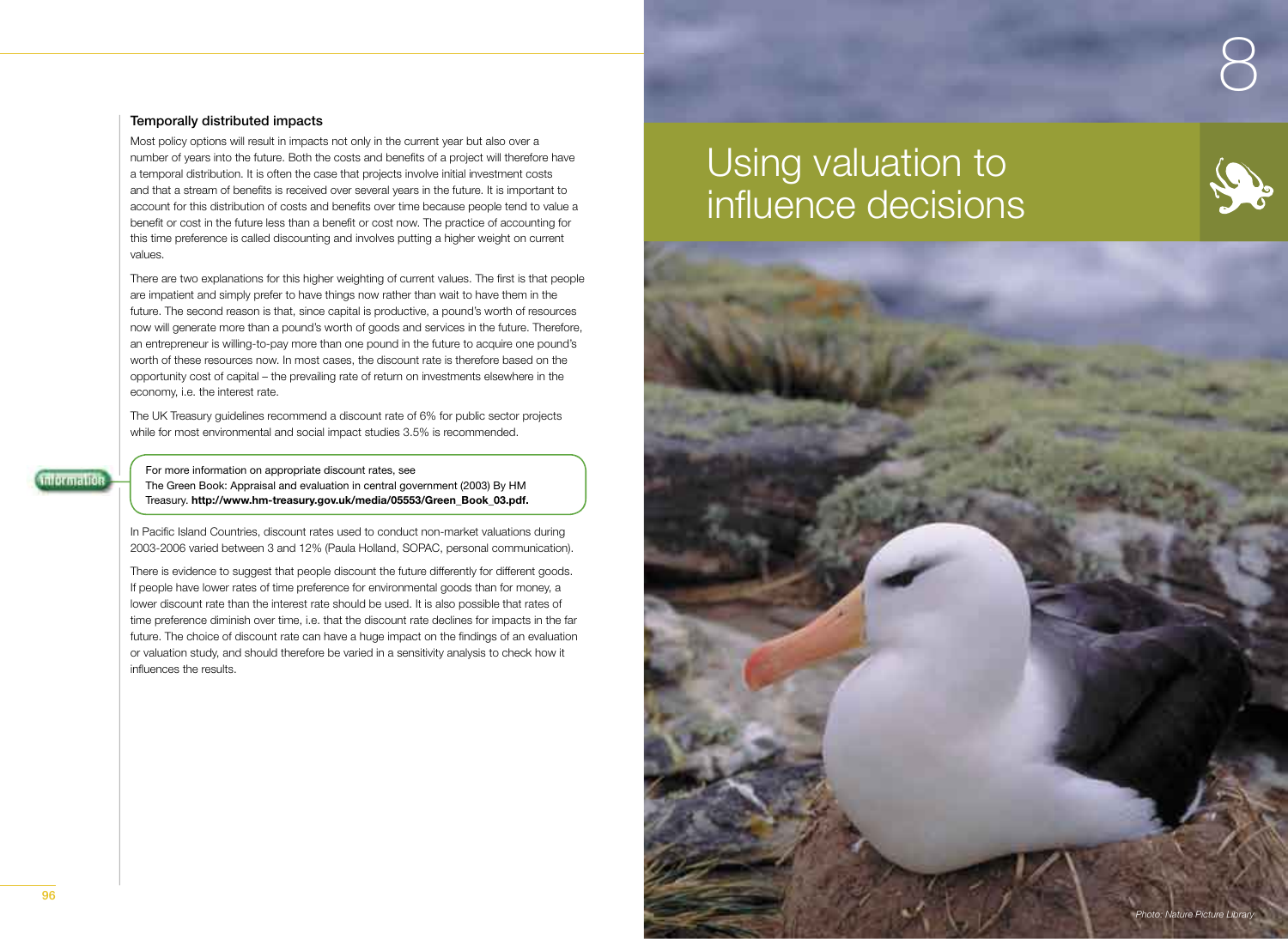### Temporally distributed impacts

Most policy options will result in impacts not only in the current year but also over a number of years into the future. Both the costs and benefits of a project will therefore have a temporal distribution. It is often the case that projects involve initial investment costs and that a stream of benefits is received over several years in the future. It is important to account for this distribution of costs and benefits over time because people tend to value a benefit or cost in the future less than a benefit or cost now. The practice of accounting for this time preference is called discounting and involves putting a higher weight on current values.

There are two explanations for this higher weighting of current values. The first is that people are impatient and simply prefer to have things now rather than wait to have them in the future. The second reason is that, since capital is productive, a pound's worth of resources now will generate more than a pound's worth of goods and services in the future. Therefore, an entrepreneur is willing-to-pay more than one pound in the future to acquire one pound's worth of these resources now. In most cases, the discount rate is therefore based on the opportunity cost of capital – the prevailing rate of return on investments elsewhere in the economy, i.e. the interest rate.

The UK Treasury guidelines recommend a discount rate of 6% for public sector projects while for most environmental and social impact studies 3.5% is recommended.

> **Information**
>
> For more information on appropriate discount rates, see The Green Book: Appraisal and evaluation in central government (2003) By HM Treasury. **http://www.hm-treasury.gov.uk/media/05553/Green_Book_03.pdf.**

In Pacific Island Countries, discount rates used to conduct non-market valuations during 2003-2006 varied between 3 and 12% (Paula Holland, SOPAC, personal communication).

There is evidence to suggest that people discount the future differently for different goods. If people have lower rates of time preference for environmental goods than for money, a lower discount rate than the interest rate should be used. It is also possible that rates of time preference diminish over time, i.e. that the discount rate declines for impacts in the far future. The choice of discount rate can have a huge impact on the findings of an evaluation or valuation study, and should therefore be varied in a sensitivity analysis to check how it influences the results.

# 8 Using valuation to influence decisions

*Photo: Nature Picture Library*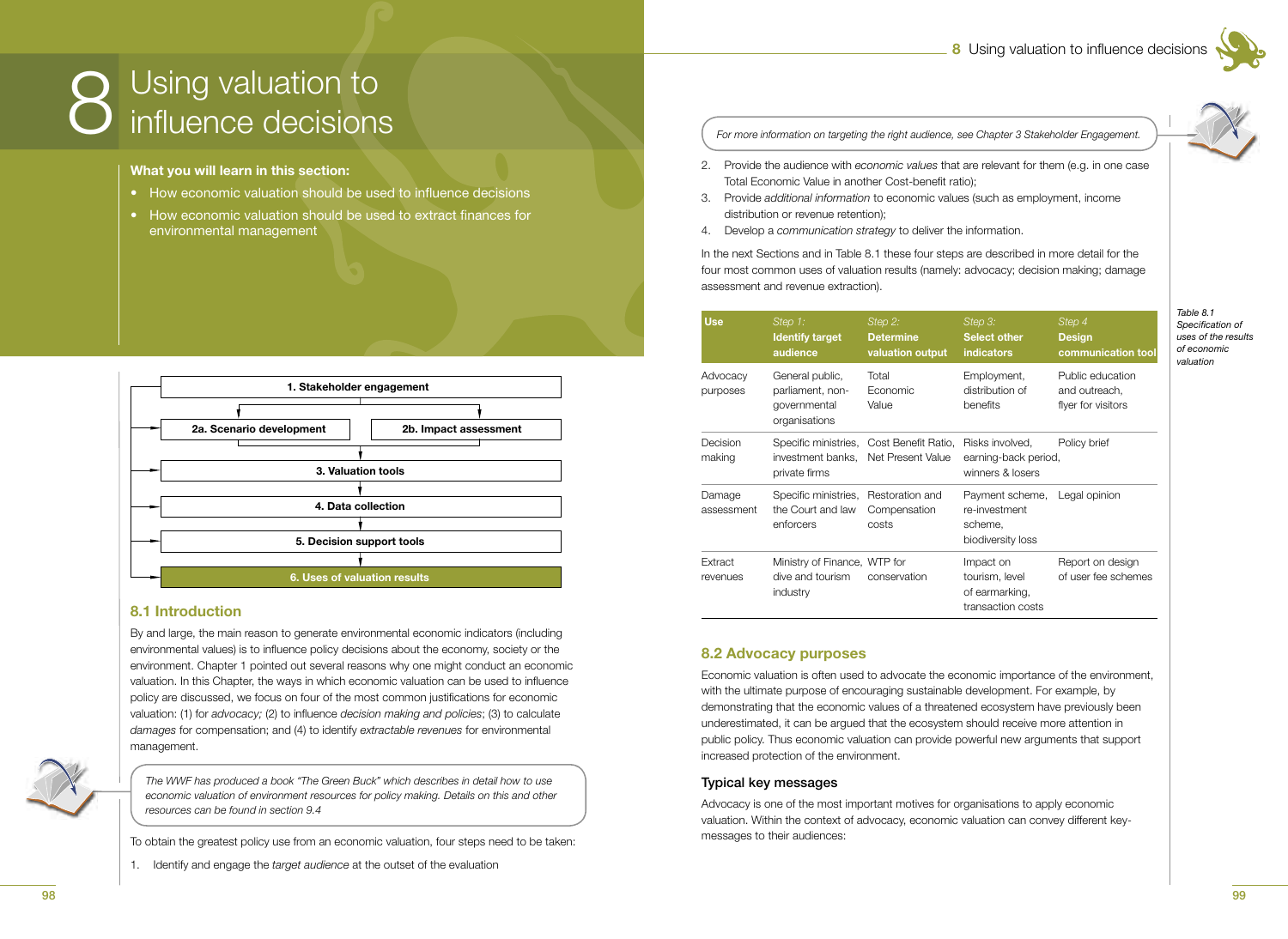# 8 Using valuation to influence decisions

**What you will learn in this section:**

- How economic valuation should be used to influence decisions
- How economic valuation should be used to extract finances for environmental management

1. Stakeholder engagement
2a. Scenario development | 2b. Impact assessment
3. Valuation tools
4. Data collection
5. Decision support tools
6. Uses of valuation results

## 8.1 Introduction

By and large, the main reason to generate environmental economic indicators (including environmental values) is to influence policy decisions about the economy, society or the environment. Chapter 1 pointed out several reasons why one might conduct an economic valuation. In this Chapter, the ways in which economic valuation can be used to influence policy are discussed, we focus on four of the most common justifications for economic valuation: (1) for *advocacy;* (2) to influence *decision making and policies*; (3) to calculate *damages* for compensation; and (4) to identify *extractable revenues* for environmental management.

*The WWF has produced a book "The Green Buck" which describes in detail how to use economic valuation of environment resources for policy making. Details on this and other resources can be found in section 9.4*

To obtain the greatest policy use from an economic valuation, four steps need to be taken:

1. Identify and engage the *target audience* at the outset of the evaluation

*For more information on targeting the right audience, see Chapter 3 Stakeholder Engagement.*

2. Provide the audience with *economic values* that are relevant for them (e.g. in one case Total Economic Value in another Cost-benefit ratio);
3. Provide *additional information* to economic values (such as employment, income distribution or revenue retention);
4. Develop a *communication strategy* to deliver the information.

In the next Sections and in Table 8.1 these four steps are described in more detail for the four most common uses of valuation results (namely: advocacy; decision making; damage assessment and revenue extraction).

*Table 8.1 Specification of uses of the results of economic valuation*

| Use | *Step 1:* **Identify target audience** | *Step 2:* **Determine valuation output** | *Step 3:* **Select other indicators** | *Step 4* **Design communication tool** |
|---|---|---|---|---|
| Advocacy purposes | General public, parliament, non-governmental organisations | Total Economic Value | Employment, distribution of benefits | Public education and outreach, flyer for visitors |
| Decision making | Specific ministries, investment banks, private firms | Cost Benefit Ratio, Net Present Value | Risks involved, earning-back period, winners & losers | Policy brief |
| Damage assessment | Specific ministries, the Court and law enforcers | Restoration and Compensation costs | Payment scheme, re-investment scheme, biodiversity loss | Legal opinion |
| Extract revenues | Ministry of Finance, dive and tourism industry | WTP for conservation | Impact on tourism, level of earmarking, transaction costs | Report on design of user fee schemes |

## 8.2 Advocacy purposes

Economic valuation is often used to advocate the economic importance of the environment, with the ultimate purpose of encouraging sustainable development. For example, by demonstrating that the economic values of a threatened ecosystem have previously been underestimated, it can be argued that the ecosystem should receive more attention in public policy. Thus economic valuation can provide powerful new arguments that support increased protection of the environment.

### Typical key messages

Advocacy is one of the most important motives for organisations to apply economic valuation. Within the context of advocacy, economic valuation can convey different key-messages to their audiences: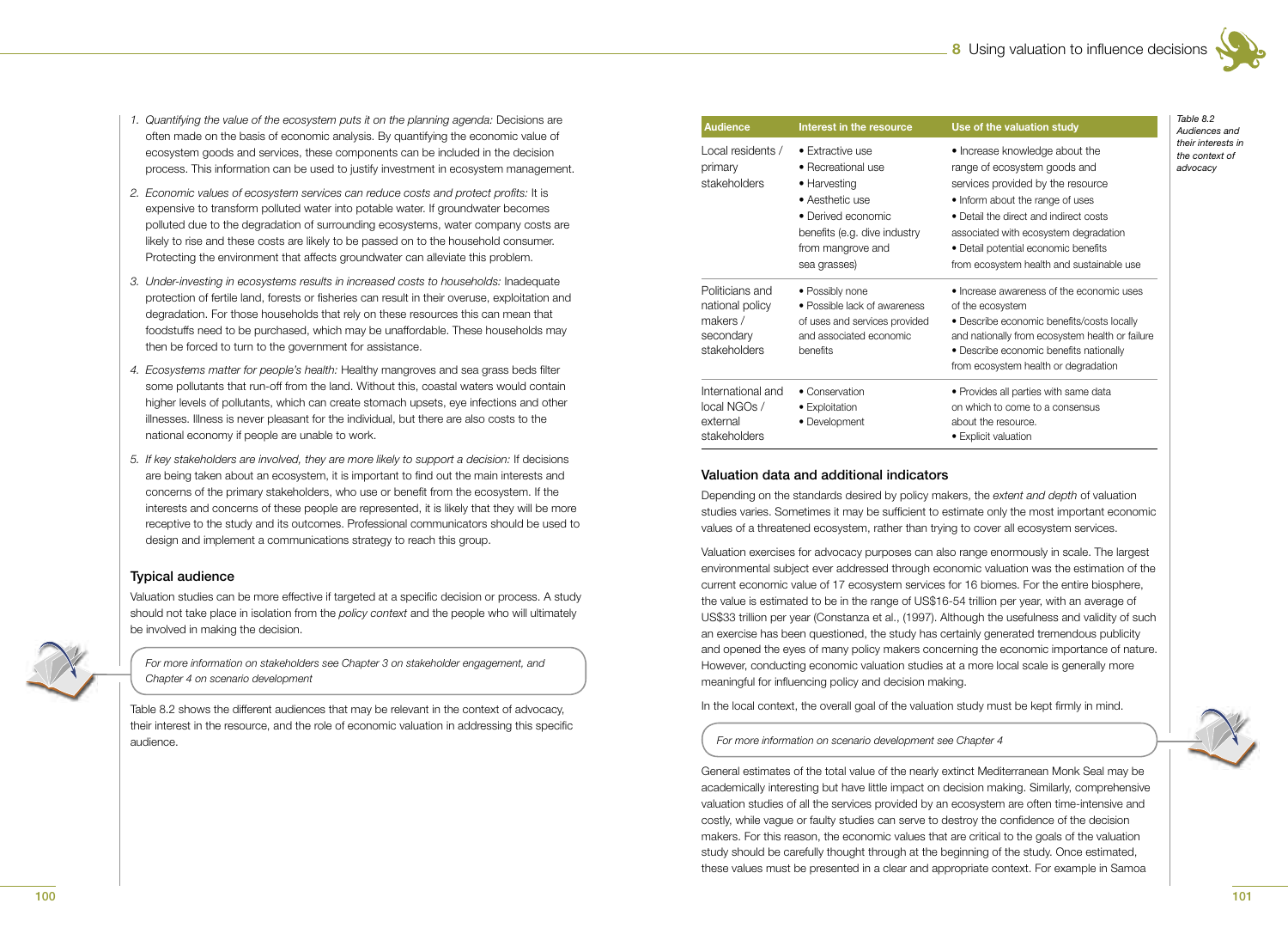1. *Quantifying the value of the ecosystem puts it on the planning agenda:* Decisions are often made on the basis of economic analysis. By quantifying the economic value of ecosystem goods and services, these components can be included in the decision process. This information can be used to justify investment in ecosystem management.
2. *Economic values of ecosystem services can reduce costs and protect profits:* It is expensive to transform polluted water into potable water. If groundwater becomes polluted due to the degradation of surrounding ecosystems, water company costs are likely to rise and these costs are likely to be passed on to the household consumer. Protecting the environment that affects groundwater can alleviate this problem.
3. *Under-investing in ecosystems results in increased costs to households:* Inadequate protection of fertile land, forests or fisheries can result in their overuse, exploitation and degradation. For those households that rely on these resources this can mean that foodstuffs need to be purchased, which may be unaffordable. These households may then be forced to turn to the government for assistance.
4. *Ecosystems matter for people's health:* Healthy mangroves and sea grass beds filter some pollutants that run-off from the land. Without this, coastal waters would contain higher levels of pollutants, which can create stomach upsets, eye infections and other illnesses. Illness is never pleasant for the individual, but there are also costs to the national economy if people are unable to work.
5. *If key stakeholders are involved, they are more likely to support a decision:* If decisions are being taken about an ecosystem, it is important to find out the main interests and concerns of the primary stakeholders, who use or benefit from the ecosystem. If the interests and concerns of these people are represented, it is likely that they will be more receptive to the study and its outcomes. Professional communicators should be used to design and implement a communications strategy to reach this group.

## Typical audience

Valuation studies can be more effective if targeted at a specific decision or process. A study should not take place in isolation from the *policy context* and the people who will ultimately be involved in making the decision.

*For more information on stakeholders see Chapter 3 on stakeholder engagement, and Chapter 4 on scenario development*

Table 8.2 shows the different audiences that may be relevant in the context of advocacy, their interest in the resource, and the role of economic valuation in addressing this specific audience.

*Table 8.2 Audiences and their interests in the context of advocacy*

| Audience | Interest in the resource | Use of the valuation study |
|---|---|---|
| Local residents / primary stakeholders | • Extractive use<br>• Recreational use<br>• Harvesting<br>• Aesthetic use<br>• Derived economic benefits (e.g. dive industry from mangrove and sea grasses) | • Increase knowledge about the range of ecosystem goods and services provided by the resource<br>• Inform about the range of uses<br>• Detail the direct and indirect costs associated with ecosystem degradation<br>• Detail potential economic benefits from ecosystem health and sustainable use |
| Politicians and national policy makers / secondary stakeholders | • Possibly none<br>• Possible lack of awareness of uses and services provided and associated economic benefits | • Increase awareness of the economic uses of the ecosystem<br>• Describe economic benefits/costs locally and nationally from ecosystem health or failure<br>• Describe economic benefits nationally from ecosystem health or degradation |
| International and local NGOs / external stakeholders | • Conservation<br>• Exploitation<br>• Development | • Provides all parties with same data on which to come to a consensus about the resource.<br>• Explicit valuation |

## Valuation data and additional indicators

Depending on the standards desired by policy makers, the *extent and depth* of valuation studies varies. Sometimes it may be sufficient to estimate only the most important economic values of a threatened ecosystem, rather than trying to cover all ecosystem services.

Valuation exercises for advocacy purposes can also range enormously in scale. The largest environmental subject ever addressed through economic valuation was the estimation of the current economic value of 17 ecosystem services for 16 biomes. For the entire biosphere, the value is estimated to be in the range of US$16-54 trillion per year, with an average of US$33 trillion per year (Constanza et al., (1997). Although the usefulness and validity of such an exercise has been questioned, the study has certainly generated tremendous publicity and opened the eyes of many policy makers concerning the economic importance of nature. However, conducting economic valuation studies at a more local scale is generally more meaningful for influencing policy and decision making.

In the local context, the overall goal of the valuation study must be kept firmly in mind.

*For more information on scenario development see Chapter 4*

General estimates of the total value of the nearly extinct Mediterranean Monk Seal may be academically interesting but have little impact on decision making. Similarly, comprehensive valuation studies of all the services provided by an ecosystem are often time-intensive and costly, while vague or faulty studies can serve to destroy the confidence of the decision makers. For this reason, the economic values that are critical to the goals of the valuation study should be carefully thought through at the beginning of the study. Once estimated, these values must be presented in a clear and appropriate context. For example in Samoa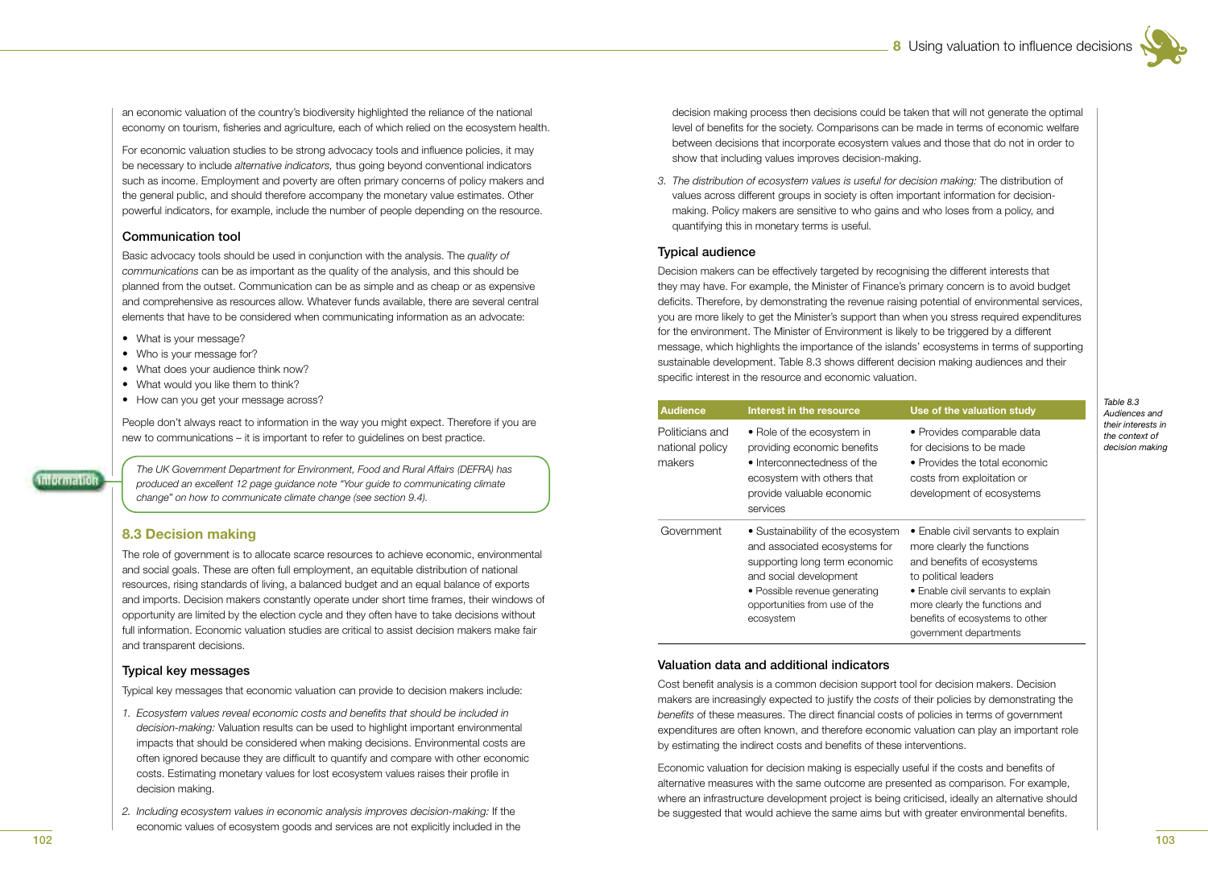an economic valuation of the country's biodiversity highlighted the reliance of the national economy on tourism, fisheries and agriculture, each of which relied on the ecosystem health.

For economic valuation studies to be strong advocacy tools and influence policies, it may be necessary to include *alternative indicators,* thus going beyond conventional indicators such as income. Employment and poverty are often primary concerns of policy makers and the general public, and should therefore accompany the monetary value estimates. Other powerful indicators, for example, include the number of people depending on the resource.

### Communication tool

Basic advocacy tools should be used in conjunction with the analysis. The *quality of communications* can be as important as the quality of the analysis, and this should be planned from the outset. Communication can be as simple and as cheap or as expensive and comprehensive as resources allow. Whatever funds available, there are several central elements that have to be considered when communicating information as an advocate:

- What is your message?
- Who is your message for?
- What does your audience think now?
- What would you like them to think?
- How can you get your message across?

People don't always react to information in the way you might expect. Therefore if you are new to communications – it is important to refer to guidelines on best practice.

> **Information**
>
> *The UK Government Department for Environment, Food and Rural Affairs (DEFRA) has produced an excellent 12 page guidance note "Your guide to communicating climate change" on how to communicate climate change (see section 9.4).*

## 8.3 Decision making

The role of government is to allocate scarce resources to achieve economic, environmental and social goals. These are often full employment, an equitable distribution of national resources, rising standards of living, a balanced budget and an equal balance of exports and imports. Decision makers constantly operate under short time frames, their windows of opportunity are limited by the election cycle and they often have to take decisions without full information. Economic valuation studies are critical to assist decision makers make fair and transparent decisions.

### Typical key messages

Typical key messages that economic valuation can provide to decision makers include:

1. *Ecosystem values reveal economic costs and benefits that should be included in decision-making:* Valuation results can be used to highlight important environmental impacts that should be considered when making decisions. Environmental costs are often ignored because they are difficult to quantify and compare with other economic costs. Estimating monetary values for lost ecosystem values raises their profile in decision making.
2. *Including ecosystem values in economic analysis improves decision-making:* If the economic values of ecosystem goods and services are not explicitly included in the decision making process then decisions could be taken that will not generate the optimal level of benefits for the society. Comparisons can be made in terms of economic welfare between decisions that incorporate ecosystem values and those that do not in order to show that including values improves decision-making.
3. *The distribution of ecosystem values is useful for decision making:* The distribution of values across different groups in society is often important information for decision-making. Policy makers are sensitive to who gains and who loses from a policy, and quantifying this in monetary terms is useful.

### Typical audience

Decision makers can be effectively targeted by recognising the different interests that they may have. For example, the Minister of Finance's primary concern is to avoid budget deficits. Therefore, by demonstrating the revenue raising potential of environmental services, you are more likely to get the Minister's support than when you stress required expenditures for the environment. The Minister of Environment is likely to be triggered by a different message, which highlights the importance of the islands' ecosystems in terms of supporting sustainable development. Table 8.3 shows different decision making audiences and their specific interest in the resource and economic valuation.

*Table 8.3 Audiences and their interests in the context of decision making*

| Audience | Interest in the resource | Use of the valuation study |
|---|---|---|
| Politicians and national policy makers | • Role of the ecosystem in providing economic benefits<br>• Interconnectedness of the ecosystem with others that provide valuable economic services | • Provides comparable data for decisions to be made<br>• Provides the total economic costs from exploitation or development of ecosystems |
| Government | • Sustainability of the ecosystem and associated ecosystems for supporting long term economic and social development<br>• Possible revenue generating opportunities from use of the ecosystem | • Enable civil servants to explain more clearly the functions and benefits of ecosystems to political leaders<br>• Enable civil servants to explain more clearly the functions and benefits of ecosystems to other government departments |

### Valuation data and additional indicators

Cost benefit analysis is a common decision support tool for decision makers. Decision makers are increasingly expected to justify the *costs* of their policies by demonstrating the *benefits* of these measures. The direct financial costs of policies in terms of government expenditures are often known, and therefore economic valuation can play an important role by estimating the indirect costs and benefits of these interventions.

Economic valuation for decision making is especially useful if the costs and benefits of alternative measures with the same outcome are presented as comparison. For example, where an infrastructure development project is being criticised, ideally an alternative should be suggested that would achieve the same aims but with greater environmental benefits.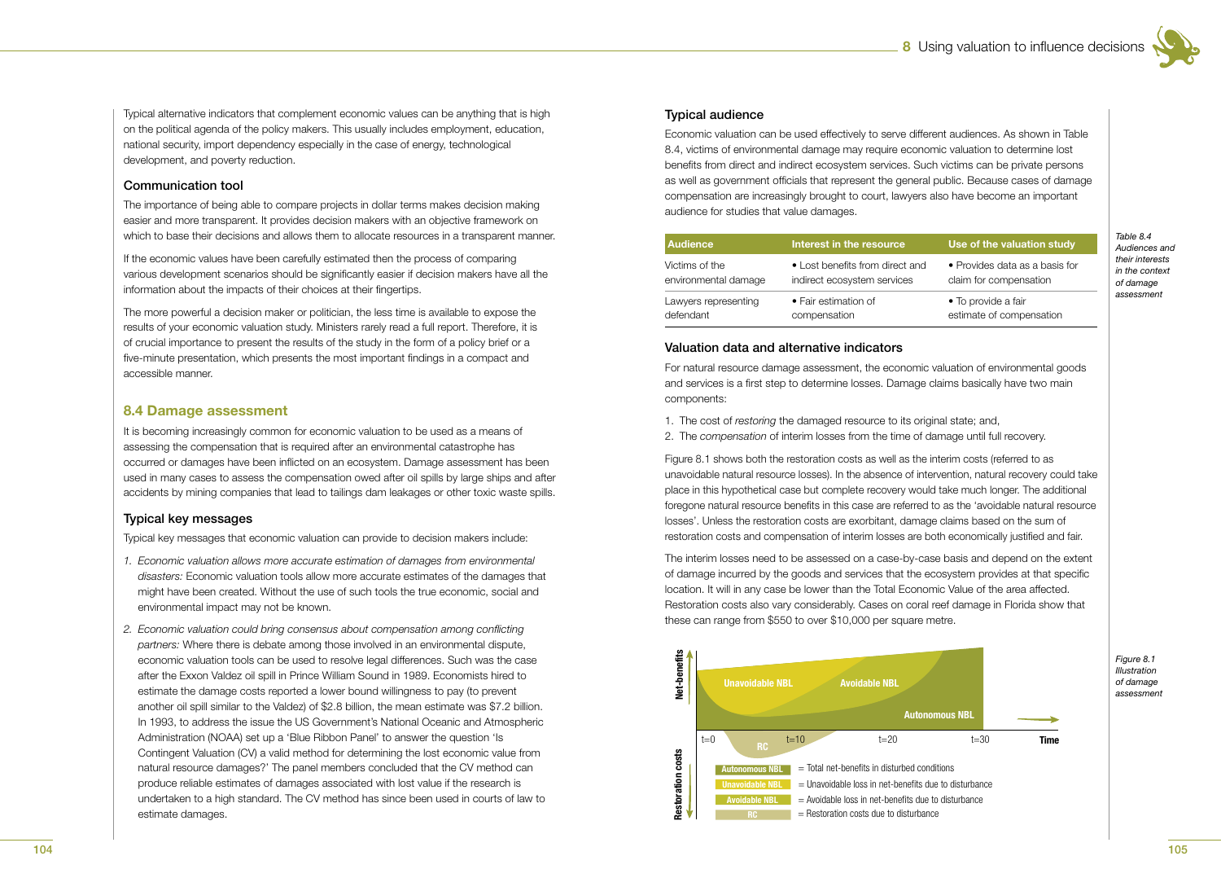Typical alternative indicators that complement economic values can be anything that is high on the political agenda of the policy makers. This usually includes employment, education, national security, import dependency especially in the case of energy, technological development, and poverty reduction.

### Communication tool

The importance of being able to compare projects in dollar terms makes decision making easier and more transparent. It provides decision makers with an objective framework on which to base their decisions and allows them to allocate resources in a transparent manner.

If the economic values have been carefully estimated then the process of comparing various development scenarios should be significantly easier if decision makers have all the information about the impacts of their choices at their fingertips.

The more powerful a decision maker or politician, the less time is available to expose the results of your economic valuation study. Ministers rarely read a full report. Therefore, it is of crucial importance to present the results of the study in the form of a policy brief or a five-minute presentation, which presents the most important findings in a compact and accessible manner.

## 8.4 Damage assessment

It is becoming increasingly common for economic valuation to be used as a means of assessing the compensation that is required after an environmental catastrophe has occurred or damages have been inflicted on an ecosystem. Damage assessment has been used in many cases to assess the compensation owed after oil spills by large ships and after accidents by mining companies that lead to tailings dam leakages or other toxic waste spills.

### Typical key messages

Typical key messages that economic valuation can provide to decision makers include:

1. *Economic valuation allows more accurate estimation of damages from environmental disasters:* Economic valuation tools allow more accurate estimates of the damages that might have been created. Without the use of such tools the true economic, social and environmental impact may not be known.
2. *Economic valuation could bring consensus about compensation among conflicting partners:* Where there is debate among those involved in an environmental dispute, economic valuation tools can be used to resolve legal differences. Such was the case after the Exxon Valdez oil spill in Prince William Sound in 1989. Economists hired to estimate the damage costs reported a lower bound willingness to pay (to prevent another oil spill similar to the Valdez) of $2.8 billion, the mean estimate was $7.2 billion. In 1993, to address the issue the US Government's National Oceanic and Atmospheric Administration (NOAA) set up a 'Blue Ribbon Panel' to answer the question 'Is Contingent Valuation (CV) a valid method for determining the lost economic value from natural resource damages?' The panel members concluded that the CV method can produce reliable estimates of damages associated with lost value if the research is undertaken to a high standard. The CV method has since been used in courts of law to estimate damages.

### Typical audience

Economic valuation can be used effectively to serve different audiences. As shown in Table 8.4, victims of environmental damage may require economic valuation to determine lost benefits from direct and indirect ecosystem services. Such victims can be private persons as well as government officials that represent the general public. Because cases of damage compensation are increasingly brought to court, lawyers also have become an important audience for studies that value damages.

*Table 8.4 Audiences and their interests in the context of damage assessment*

| Audience | Interest in the resource | Use of the valuation study |
|---|---|---|
| Victims of the environmental damage | • Lost benefits from direct and indirect ecosystem services | • Provides data as a basis for claim for compensation |
| Lawyers representing defendant | • Fair estimation of compensation | • To provide a fair estimate of compensation |

### Valuation data and alternative indicators

For natural resource damage assessment, the economic valuation of environmental goods and services is a first step to determine losses. Damage claims basically have two main components:

1. The cost of *restoring* the damaged resource to its original state; and,
2. The *compensation* of interim losses from the time of damage until full recovery.

Figure 8.1 shows both the restoration costs as well as the interim costs (referred to as unavoidable natural resource losses). In the absence of intervention, natural recovery could take place in this hypothetical case but complete recovery would take much longer. The additional foregone natural resource benefits in this case are referred to as the 'avoidable natural resource losses'. Unless the restoration costs are exorbitant, damage claims based on the sum of restoration costs and compensation of interim losses are both economically justified and fair.

The interim losses need to be assessed on a case-by-case basis and depend on the extent of damage incurred by the goods and services that the ecosystem provides at that specific location. It will in any case be lower than the Total Economic Value of the area affected. Restoration costs also vary considerably. Cases on coral reef damage in Florida show that these can range from $550 to over $10,000 per square metre.

Net-benefits | Unavoidable NBL | Avoidable NBL | Autonomous NBL | t=0 | RC | t=10 | t=20 | t=30 | Time | Restoration costs

Autonomous NBL = Total net-benefits in disturbed conditions
Unavoidable NBL = Unavoidable loss in net-benefits due to disturbance
Avoidable NBL = Avoidable loss in net-benefits due to disturbance
RC = Restoration costs due to disturbance

*Figure 8.1 Illustration of damage assessment*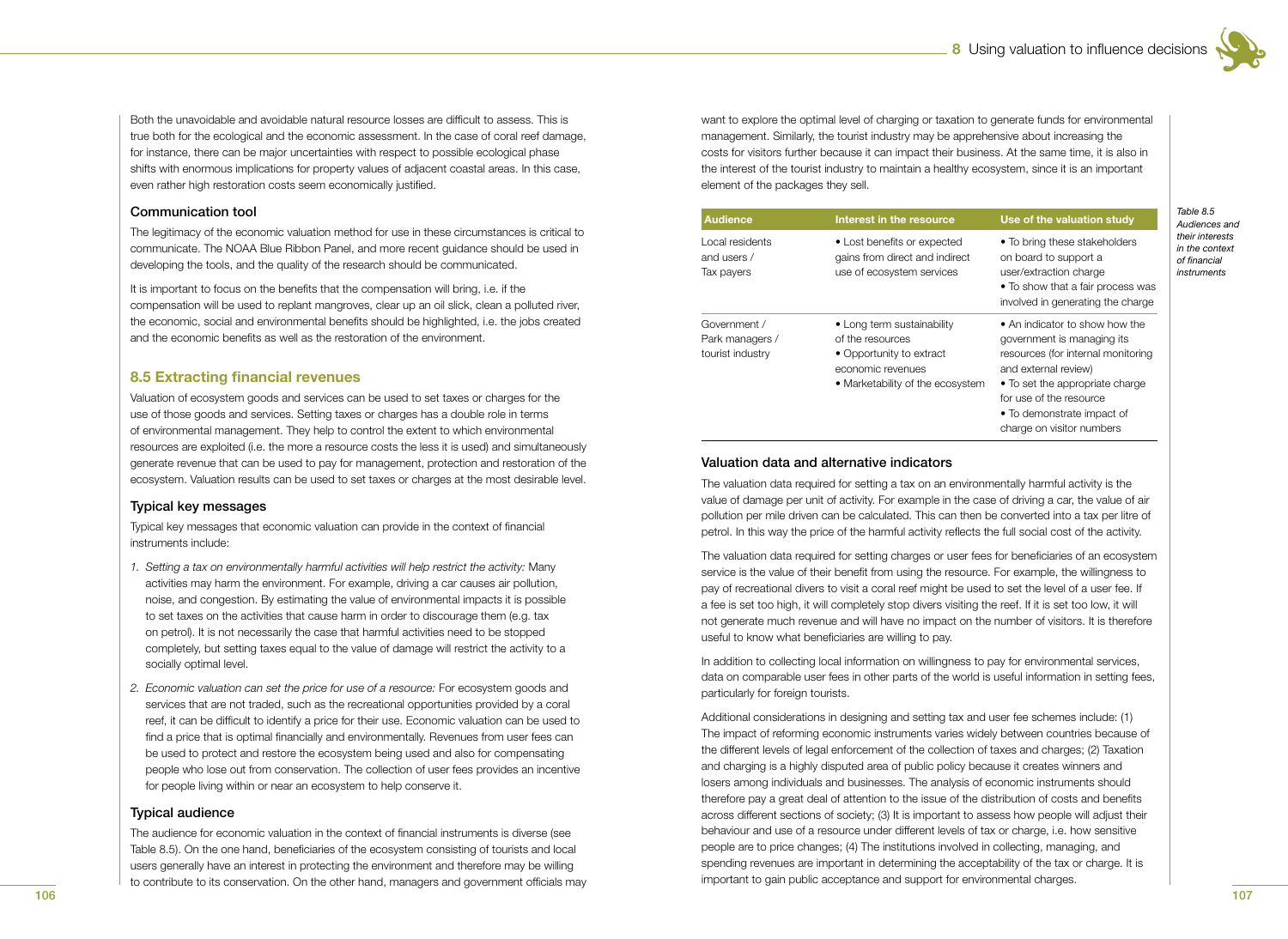Both the unavoidable and avoidable natural resource losses are difficult to assess. This is true both for the ecological and the economic assessment. In the case of coral reef damage, for instance, there can be major uncertainties with respect to possible ecological phase shifts with enormous implications for property values of adjacent coastal areas. In this case, even rather high restoration costs seem economically justified.

### Communication tool

The legitimacy of the economic valuation method for use in these circumstances is critical to communicate. The NOAA Blue Ribbon Panel, and more recent guidance should be used in developing the tools, and the quality of the research should be communicated.

It is important to focus on the benefits that the compensation will bring, i.e. if the compensation will be used to replant mangroves, clear up an oil slick, clean a polluted river, the economic, social and environmental benefits should be highlighted, i.e. the jobs created and the economic benefits as well as the restoration of the environment.

## 8.5 Extracting financial revenues

Valuation of ecosystem goods and services can be used to set taxes or charges for the use of those goods and services. Setting taxes or charges has a double role in terms of environmental management. They help to control the extent to which environmental resources are exploited (i.e. the more a resource costs the less it is used) and simultaneously generate revenue that can be used to pay for management, protection and restoration of the ecosystem. Valuation results can be used to set taxes or charges at the most desirable level.

### Typical key messages

Typical key messages that economic valuation can provide in the context of financial instruments include:

1. *Setting a tax on environmentally harmful activities will help restrict the activity:* Many activities may harm the environment. For example, driving a car causes air pollution, noise, and congestion. By estimating the value of environmental impacts it is possible to set taxes on the activities that cause harm in order to discourage them (e.g. tax on petrol). It is not necessarily the case that harmful activities need to be stopped completely, but setting taxes equal to the value of damage will restrict the activity to a socially optimal level.
2. *Economic valuation can set the price for use of a resource:* For ecosystem goods and services that are not traded, such as the recreational opportunities provided by a coral reef, it can be difficult to identify a price for their use. Economic valuation can be used to find a price that is optimal financially and environmentally. Revenues from user fees can be used to protect and restore the ecosystem being used and also for compensating people who lose out from conservation. The collection of user fees provides an incentive for people living within or near an ecosystem to help conserve it.

### Typical audience

The audience for economic valuation in the context of financial instruments is diverse (see Table 8.5). On the one hand, beneficiaries of the ecosystem consisting of tourists and local users generally have an interest in protecting the environment and therefore may be willing to contribute to its conservation. On the other hand, managers and government officials may want to explore the optimal level of charging or taxation to generate funds for environmental management. Similarly, the tourist industry may be apprehensive about increasing the costs for visitors further because it can impact their business. At the same time, it is also in the interest of the tourist industry to maintain a healthy ecosystem, since it is an important element of the packages they sell.

*Table 8.5 Audiences and their interests in the context of financial instruments*

| Audience | Interest in the resource | Use of the valuation study |
|---|---|---|
| Local residents and users / Tax payers | • Lost benefits or expected gains from direct and indirect use of ecosystem services | • To bring these stakeholders on board to support a user/extraction charge<br>• To show that a fair process was involved in generating the charge |
| Government / Park managers / tourist industry | • Long term sustainability of the resources<br>• Opportunity to extract economic revenues<br>• Marketability of the ecosystem | • An indicator to show how the government is managing its resources (for internal monitoring and external review)<br>• To set the appropriate charge for use of the resource<br>• To demonstrate impact of charge on visitor numbers |

### Valuation data and alternative indicators

The valuation data required for setting a tax on an environmentally harmful activity is the value of damage per unit of activity. For example in the case of driving a car, the value of air pollution per mile driven can be calculated. This can then be converted into a tax per litre of petrol. In this way the price of the harmful activity reflects the full social cost of the activity.

The valuation data required for setting charges or user fees for beneficiaries of an ecosystem service is the value of their benefit from using the resource. For example, the willingness to pay of recreational divers to visit a coral reef might be used to set the level of a user fee. If a fee is set too high, it will completely stop divers visiting the reef. If it is set too low, it will not generate much revenue and will have no impact on the number of visitors. It is therefore useful to know what beneficiaries are willing to pay.

In addition to collecting local information on willingness to pay for environmental services, data on comparable user fees in other parts of the world is useful information in setting fees, particularly for foreign tourists.

Additional considerations in designing and setting tax and user fee schemes include: (1) The impact of reforming economic instruments varies widely between countries because of the different levels of legal enforcement of the collection of taxes and charges; (2) Taxation and charging is a highly disputed area of public policy because it creates winners and losers among individuals and businesses. The analysis of economic instruments should therefore pay a great deal of attention to the issue of the distribution of costs and benefits across different sections of society; (3) It is important to assess how people will adjust their behaviour and use of a resource under different levels of tax or charge, i.e. how sensitive people are to price changes; (4) The institutions involved in collecting, managing, and spending revenues are important in determining the acceptability of the tax or charge. It is important to gain public acceptance and support for environmental charges.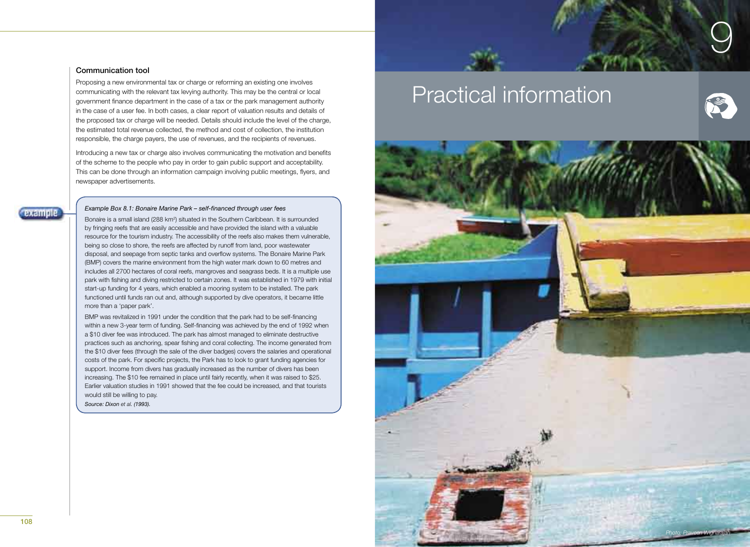### Communication tool

Proposing a new environmental tax or charge or reforming an existing one involves communicating with the relevant tax levying authority. This may be the central or local government finance department in the case of a tax or the park management authority in the case of a user fee. In both cases, a clear report of valuation results and details of the proposed tax or charge will be needed. Details should include the level of the charge, the estimated total revenue collected, the method and cost of collection, the institution responsible, the charge payers, the use of revenues, and the recipients of revenues.

Introducing a new tax or charge also involves communicating the motivation and benefits of the scheme to the people who pay in order to gain public support and acceptability. This can be done through an information campaign involving public meetings, flyers, and newspaper advertisements.

example

*Example Box 8.1: Bonaire Marine Park – self-financed through user fees*

Bonaire is a small island (288 km²) situated in the Southern Caribbean. It is surrounded by fringing reefs that are easily accessible and have provided the island with a valuable resource for the tourism industry. The accessibility of the reefs also makes them vulnerable, being so close to shore, the reefs are affected by runoff from land, poor wastewater disposal, and seepage from septic tanks and overflow systems. The Bonaire Marine Park (BMP) covers the marine environment from the high water mark down to 60 metres and includes all 2700 hectares of coral reefs, mangroves and seagrass beds. It is a multiple use park with fishing and diving restricted to certain zones. It was established in 1979 with initial start-up funding for 4 years, which enabled a mooring system to be installed. The park functioned until funds ran out and, although supported by dive operators, it became little more than a 'paper park'.

BMP was revitalized in 1991 under the condition that the park had to be self-financing within a new 3-year term of funding. Self-financing was achieved by the end of 1992 when a $10 diver fee was introduced. The park has almost managed to eliminate destructive practices such as anchoring, spear fishing and coral collecting. The income generated from the $10 diver fees (through the sale of the diver badges) covers the salaries and operational costs of the park. For specific projects, the Park has to look to grant funding agencies for support. Income from divers has gradually increased as the number of divers has been increasing. The $10 fee remained in place until fairly recently, when it was raised to $25. Earlier valuation studies in 1991 showed that the fee could be increased, and that tourists would still be willing to pay.

*Source: Dixon et al. (1993).*

# 9 Practical information

Photo: Praveen Wignarajah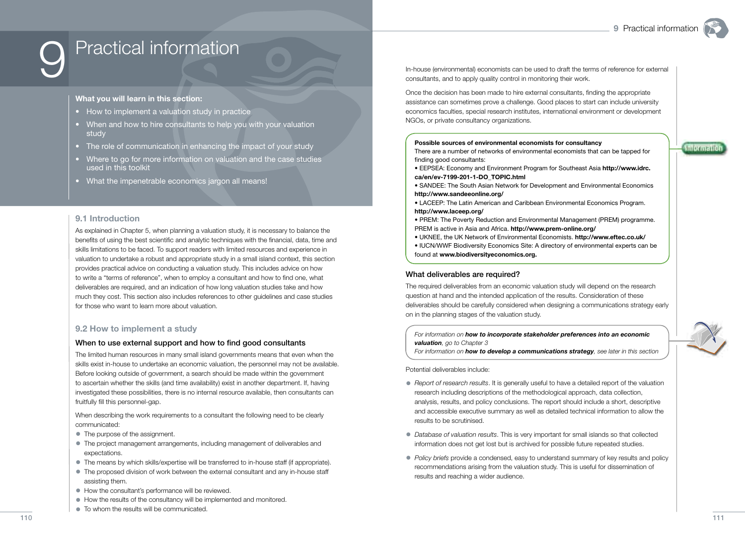# 9 Practical information

**What you will learn in this section:**

- How to implement a valuation study in practice
- When and how to hire consultants to help you with your valuation study
- The role of communication in enhancing the impact of your study
- Where to go for more information on valuation and the case studies used in this toolkit
- What the impenetrable economics jargon all means!

## 9.1 Introduction

As explained in Chapter 5, when planning a valuation study, it is necessary to balance the benefits of using the best scientific and analytic techniques with the financial, data, time and skills limitations to be faced. To support readers with limited resources and experience in valuation to undertake a robust and appropriate study in a small island context, this section provides practical advice on conducting a valuation study. This includes advice on how to write a "terms of reference", when to employ a consultant and how to find one, what deliverables are required, and an indication of how long valuation studies take and how much they cost. This section also includes references to other guidelines and case studies for those who want to learn more about valuation.

## 9.2 How to implement a study

### When to use external support and how to find good consultants

The limited human resources in many small island governments means that even when the skills exist in-house to undertake an economic valuation, the personnel may not be available. Before looking outside of government, a search should be made within the government to ascertain whether the skills (and time availability) exist in another department. If, having investigated these possibilities, there is no internal resource available, then consultants can fruitfully fill this personnel-gap.

When describing the work requirements to a consultant the following need to be clearly communicated:

- The purpose of the assignment.
- The project management arrangements, including management of deliverables and expectations.
- The means by which skills/expertise will be transferred to in-house staff (if appropriate).
- The proposed division of work between the external consultant and any in-house staff assisting them.
- How the consultant's performance will be reviewed.
- How the results of the consultancy will be implemented and monitored.
- To whom the results will be communicated.

In-house (environmental) economists can be used to draft the terms of reference for external consultants, and to apply quality control in monitoring their work.

Once the decision has been made to hire external consultants, finding the appropriate assistance can sometimes prove a challenge. Good places to start can include university economics faculties, special research institutes, international environment or development NGOs, or private consultancy organizations.

**Possible sources of environmental economists for consultancy**

There are a number of networks of environmental economists that can be tapped for finding good consultants:

- EEPSEA: Economy and Environment Program for Southeast Asia **http://www.idrc.ca/en/ev-7199-201-1-DO_TOPIC.html**
- SANDEE: The South Asian Network for Development and Environmental Economics **http://www.sandeeonline.org/**
- LACEEP: The Latin American and Caribbean Environmental Economics Program. **http://www.laceep.org/**
- PREM: The Poverty Reduction and Environmental Management (PREM) programme. PREM is active in Asia and Africa. **http://www.prem-online.org/**
- UKNEE, the UK Network of Environmental Economists. **http://www.eftec.co.uk/**
- IUCN/WWF Biodiversity Economics Site: A directory of environmental experts can be found at **www.biodiversityeconomics.org.**

### What deliverables are required?

The required deliverables from an economic valuation study will depend on the research question at hand and the intended application of the results. Consideration of these deliverables should be carefully considered when designing a communications strategy early on in the planning stages of the valuation study.

*For information on* ***how to incorporate stakeholder preferences into an economic valuation****, go to Chapter 3*
*For information on* ***how to develop a communications strategy****, see later in this section*

Potential deliverables include:

- *Report of research results*. It is generally useful to have a detailed report of the valuation research including descriptions of the methodological approach, data collection, analysis, results, and policy conclusions. The report should include a short, descriptive and accessible executive summary as well as detailed technical information to allow the results to be scrutinised.
- *Database of valuation results*. This is very important for small islands so that collected information does not get lost but is archived for possible future repeated studies.
- *Policy briefs* provide a condensed, easy to understand summary of key results and policy recommendations arising from the valuation study. This is useful for dissemination of results and reaching a wider audience.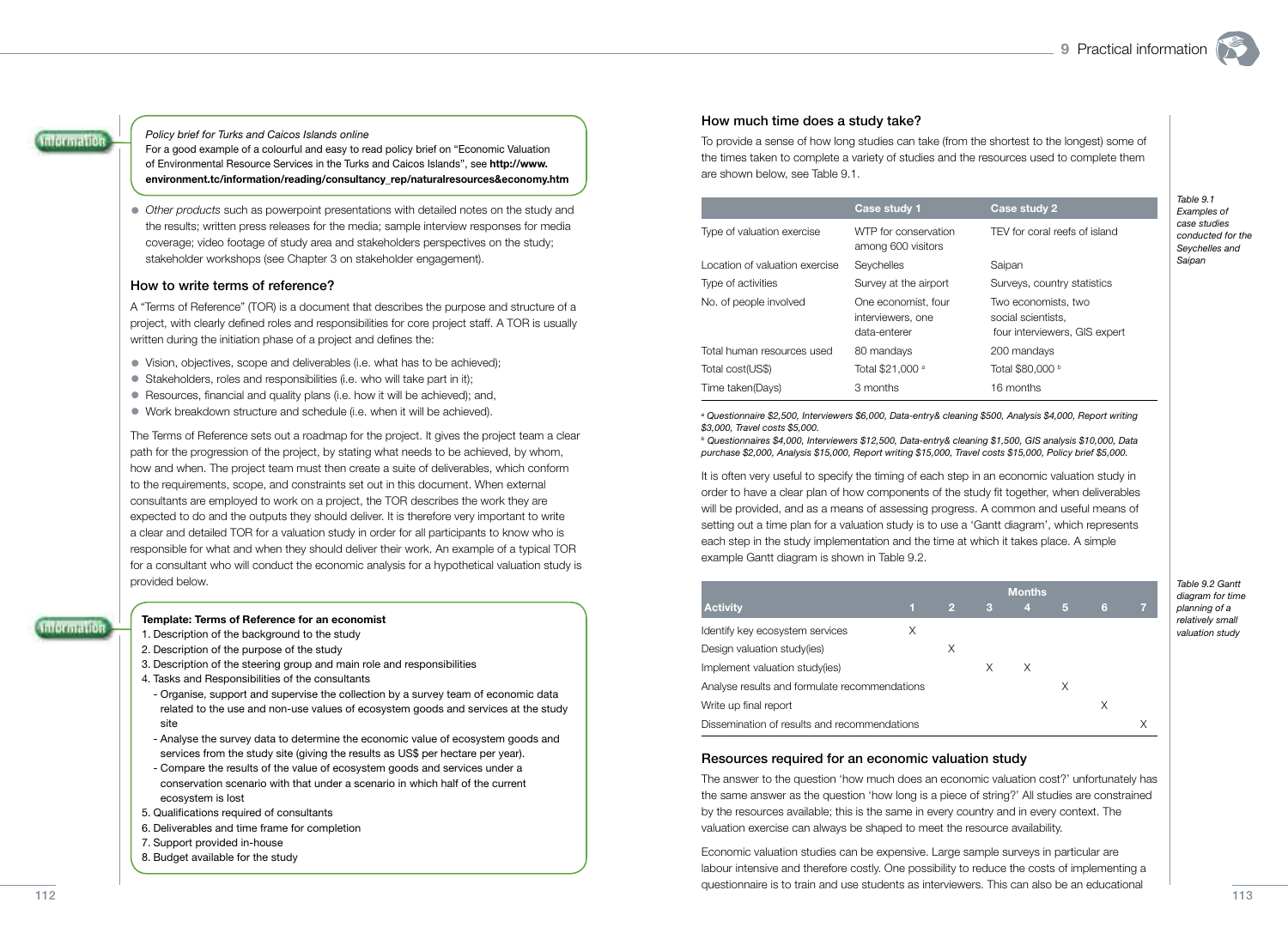*Policy brief for Turks and Caicos Islands online*
For a good example of a colourful and easy to read policy brief on "Economic Valuation of Environmental Resource Services in the Turks and Caicos Islands", see **http://www.environment.tc/information/reading/consultancy_rep/naturalresources&economy.htm**

- *Other products* such as powerpoint presentations with detailed notes on the study and the results; written press releases for the media; sample interview responses for media coverage; video footage of study area and stakeholders perspectives on the study; stakeholder workshops (see Chapter 3 on stakeholder engagement).

### How to write terms of reference?

A "Terms of Reference" (TOR) is a document that describes the purpose and structure of a project, with clearly defined roles and responsibilities for core project staff. A TOR is usually written during the initiation phase of a project and defines the:

- Vision, objectives, scope and deliverables (i.e. what has to be achieved);
- Stakeholders, roles and responsibilities (i.e. who will take part in it);
- Resources, financial and quality plans (i.e. how it will be achieved); and,
- Work breakdown structure and schedule (i.e. when it will be achieved).

The Terms of Reference sets out a roadmap for the project. It gives the project team a clear path for the progression of the project, by stating what needs to be achieved, by whom, how and when. The project team must then create a suite of deliverables, which conform to the requirements, scope, and constraints set out in this document. When external consultants are employed to work on a project, the TOR describes the work they are expected to do and the outputs they should deliver. It is therefore very important to write a clear and detailed TOR for a valuation study in order for all participants to know who is responsible for what and when they should deliver their work. An example of a typical TOR for a consultant who will conduct the economic analysis for a hypothetical valuation study is provided below.

**Template: Terms of Reference for an economist**
1. Description of the background to the study
2. Description of the purpose of the study
3. Description of the steering group and main role and responsibilities
4. Tasks and Responsibilities of the consultants
   - Organise, support and supervise the collection by a survey team of economic data related to the use and non-use values of ecosystem goods and services at the study site
   - Analyse the survey data to determine the economic value of ecosystem goods and services from the study site (giving the results as US$ per hectare per year).
   - Compare the results of the value of ecosystem goods and services under a conservation scenario with that under a scenario in which half of the current ecosystem is lost
5. Qualifications required of consultants
6. Deliverables and time frame for completion
7. Support provided in-house
8. Budget available for the study

### How much time does a study take?

To provide a sense of how long studies can take (from the shortest to the longest) some of the times taken to complete a variety of studies and the resources used to complete them are shown below, see Table 9.1.

*Table 9.1 Examples of case studies conducted for the Seychelles and Saipan*

| | Case study 1 | Case study 2 |
|---|---|---|
| Type of valuation exercise | WTP for conservation among 600 visitors | TEV for coral reefs of island |
| Location of valuation exercise | Seychelles | Saipan |
| Type of activities | Survey at the airport | Surveys, country statistics |
| No. of people involved | One economist, four interviewers, one data-enterer | Two economists, two social scientists, four interviewers, GIS expert |
| Total human resources used | 80 mandays | 200 mandays |
| Total cost(US$) | Total $21,000 [a] | Total $80,000 [b] |
| Time taken(Days) | 3 months | 16 months |

*[a] Questionnaire $2,500, Interviewers $6,000, Data-entry& cleaning $500, Analysis $4,000, Report writing $3,000, Travel costs $5,000.*
*[b] Questionnaires $4,000, Interviewers $12,500, Data-entry& cleaning $1,500, GIS analysis $10,000, Data purchase $2,000, Analysis $15,000, Report writing $15,000, Travel costs $15,000, Policy brief $5,000.*

It is often very useful to specify the timing of each step in an economic valuation study in order to have a clear plan of how components of the study fit together, when deliverables will be provided, and as a means of assessing progress. A common and useful means of setting out a time plan for a valuation study is to use a 'Gantt diagram', which represents each step in the study implementation and the time at which it takes place. A simple example Gantt diagram is shown in Table 9.2.

*Table 9.2 Gantt diagram for time planning of a relatively small valuation study*

| | Months | | | | | | |
|---|---|---|---|---|---|---|---|
| **Activity** | **1** | **2** | **3** | **4** | **5** | **6** | **7** |
| Identify key ecosystem services | X | | | | | | |
| Design valuation study(ies) | | X | | | | | |
| Implement valuation study(ies) | | | X | X | | | |
| Analyse results and formulate recommendations | | | | | X | | |
| Write up final report | | | | | | X | |
| Dissemination of results and recommendations | | | | | | | X |

### Resources required for an economic valuation study

The answer to the question 'how much does an economic valuation cost?' unfortunately has the same answer as the question 'how long is a piece of string?' All studies are constrained by the resources available; this is the same in every country and in every context. The valuation exercise can always be shaped to meet the resource availability.

Economic valuation studies can be expensive. Large sample surveys in particular are labour intensive and therefore costly. One possibility to reduce the costs of implementing a questionnaire is to train and use students as interviewers. This can also be an educational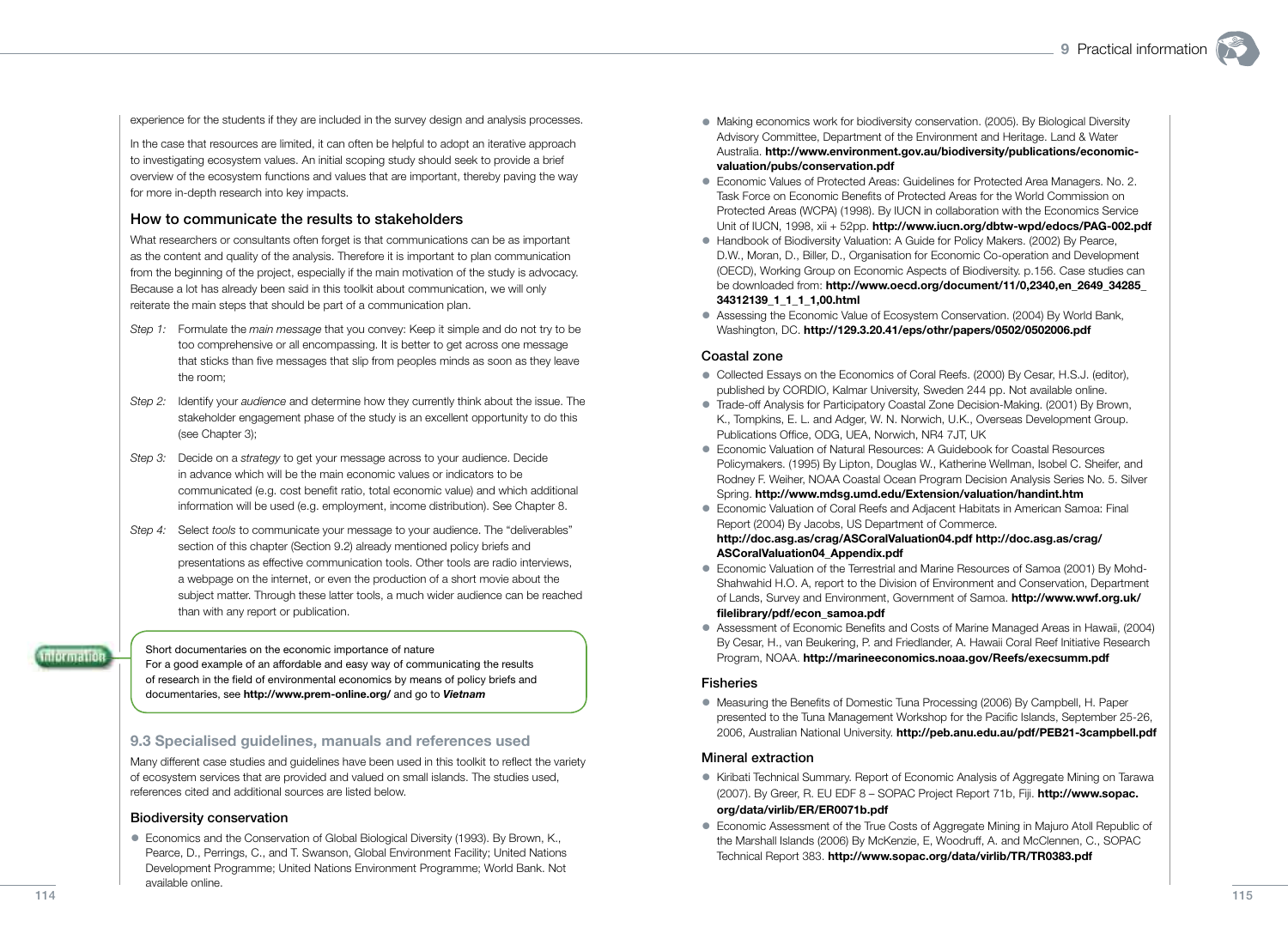experience for the students if they are included in the survey design and analysis processes.

In the case that resources are limited, it can often be helpful to adopt an iterative approach to investigating ecosystem values. An initial scoping study should seek to provide a brief overview of the ecosystem functions and values that are important, thereby paving the way for more in-depth research into key impacts.

### How to communicate the results to stakeholders

What researchers or consultants often forget is that communications can be as important as the content and quality of the analysis. Therefore it is important to plan communication from the beginning of the project, especially if the main motivation of the study is advocacy. Because a lot has already been said in this toolkit about communication, we will only reiterate the main steps that should be part of a communication plan.

*Step 1:* Formulate the *main message* that you convey: Keep it simple and do not try to be too comprehensive or all encompassing. It is better to get across one message that sticks than five messages that slip from peoples minds as soon as they leave the room;

*Step 2:* Identify your *audience* and determine how they currently think about the issue. The stakeholder engagement phase of the study is an excellent opportunity to do this (see Chapter 3);

*Step 3:* Decide on a *strategy* to get your message across to your audience. Decide in advance which will be the main economic values or indicators to be communicated (e.g. cost benefit ratio, total economic value) and which additional information will be used (e.g. employment, income distribution). See Chapter 8.

*Step 4:* Select *tools* to communicate your message to your audience. The "deliverables" section of this chapter (Section 9.2) already mentioned policy briefs and presentations as effective communication tools. Other tools are radio interviews, a webpage on the internet, or even the production of a short movie about the subject matter. Through these latter tools, a much wider audience can be reached than with any report or publication.

> **Information**
>
> Short documentaries on the economic importance of nature
> For a good example of an affordable and easy way of communicating the results of research in the field of environmental economics by means of policy briefs and documentaries, see **http://www.prem-online.org/** and go to ***Vietnam***

## 9.3 Specialised guidelines, manuals and references used

Many different case studies and guidelines have been used in this toolkit to reflect the variety of ecosystem services that are provided and valued on small islands. The studies used, references cited and additional sources are listed below.

### Biodiversity conservation

- Economics and the Conservation of Global Biological Diversity (1993). By Brown, K., Pearce, D., Perrings, C., and T. Swanson, Global Environment Facility; United Nations Development Programme; United Nations Environment Programme; World Bank. Not available online.
- Making economics work for biodiversity conservation. (2005). By Biological Diversity Advisory Committee, Department of the Environment and Heritage. Land & Water Australia. **http://www.environment.gov.au/biodiversity/publications/economic-valuation/pubs/conservation.pdf**
- Economic Values of Protected Areas: Guidelines for Protected Area Managers. No. 2. Task Force on Economic Benefits of Protected Areas for the World Commission on Protected Areas (WCPA) (1998). By IUCN in collaboration with the Economics Service Unit of IUCN, 1998, xii + 52pp. **http://www.iucn.org/dbtw-wpd/edocs/PAG-002.pdf**
- Handbook of Biodiversity Valuation: A Guide for Policy Makers. (2002) By Pearce, D.W., Moran, D., Biller, D., Organisation for Economic Co-operation and Development (OECD), Working Group on Economic Aspects of Biodiversity. p.156. Case studies can be downloaded from: **http://www.oecd.org/document/11/0,2340,en_2649_34285_34312139_1_1_1_1,00.html**
- Assessing the Economic Value of Ecosystem Conservation. (2004) By World Bank, Washington, DC. **http://129.3.20.41/eps/othr/papers/0502/0502006.pdf**

### Coastal zone

- Collected Essays on the Economics of Coral Reefs. (2000) By Cesar, H.S.J. (editor), published by CORDIO, Kalmar University, Sweden 244 pp. Not available online.
- Trade-off Analysis for Participatory Coastal Zone Decision-Making. (2001) By Brown, K., Tompkins, E. L. and Adger, W. N. Norwich, U.K., Overseas Development Group. Publications Office, ODG, UEA, Norwich, NR4 7JT, UK
- Economic Valuation of Natural Resources: A Guidebook for Coastal Resources Policymakers. (1995) By Lipton, Douglas W., Katherine Wellman, Isobel C. Sheifer, and Rodney F. Weiher, NOAA Coastal Ocean Program Decision Analysis Series No. 5. Silver Spring. **http://www.mdsg.umd.edu/Extension/valuation/handint.htm**
- Economic Valuation of Coral Reefs and Adjacent Habitats in American Samoa: Final Report (2004) By Jacobs, US Department of Commerce. **http://doc.asg.as/crag/ASCoralValuation04.pdf http://doc.asg.as/crag/ASCoralValuation04_Appendix.pdf**
- Economic Valuation of the Terrestrial and Marine Resources of Samoa (2001) By Mohd-Shahwahid H.O. A, report to the Division of Environment and Conservation, Department of Lands, Survey and Environment, Government of Samoa. **http://www.wwf.org.uk/filelibrary/pdf/econ_samoa.pdf**
- Assessment of Economic Benefits and Costs of Marine Managed Areas in Hawaii, (2004) By Cesar, H., van Beukering, P. and Friedlander, A. Hawaii Coral Reef Initiative Research Program, NOAA. **http://marineeconomics.noaa.gov/Reefs/execsumm.pdf**

### Fisheries

- Measuring the Benefits of Domestic Tuna Processing (2006) By Campbell, H. Paper presented to the Tuna Management Workshop for the Pacific Islands, September 25-26, 2006, Australian National University. **http://peb.anu.edu.au/pdf/PEB21-3campbell.pdf**

### Mineral extraction

- Kiribati Technical Summary. Report of Economic Analysis of Aggregate Mining on Tarawa (2007). By Greer, R. EU EDF 8 – SOPAC Project Report 71b, Fiji. **http://www.sopac.org/data/virlib/ER/ER0071b.pdf**
- Economic Assessment of the True Costs of Aggregate Mining in Majuro Atoll Republic of the Marshall Islands (2006) By McKenzie, E, Woodruff, A. and McClennen, C., SOPAC Technical Report 383. **http://www.sopac.org/data/virlib/TR/TR0383.pdf**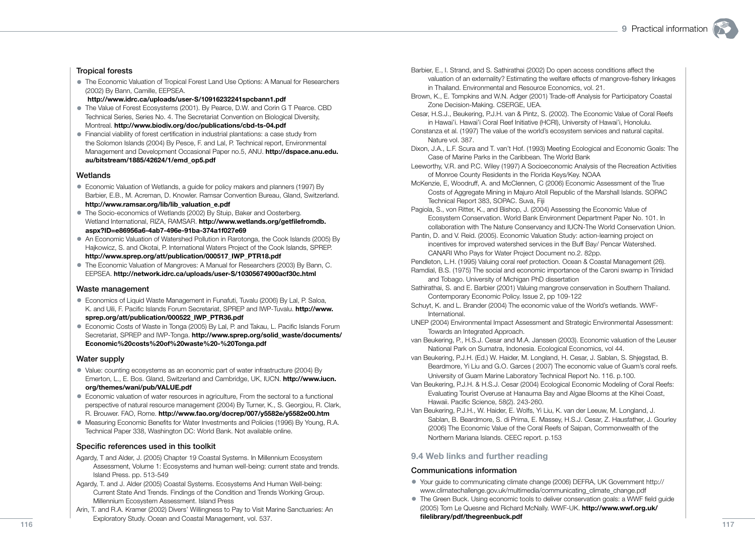### Tropical forests

- The Economic Valuation of Tropical Forest Land Use Options: A Manual for Researchers (2002) By Bann, Camille, EEPSEA. **http://www.idrc.ca/uploads/user-S/10916232241spcbann1.pdf**
- The Value of Forest Ecosystems (2001). By Pearce, D.W. and Corin G T Pearce. CBD Technical Series, Series No. 4. The Secretariat Convention on Biological Diversity, Montreal. **http://www.biodiv.org/doc/publications/cbd-ts-04.pdf**
- Financial viability of forest certification in industrial plantations: a case study from the Solomon Islands (2004) By Pesce, F. and Lal, P. Technical report, Environmental Management and Development Occasional Paper no.5, ANU. **http://dspace.anu.edu.au/bitstream/1885/42624/1/emd_op5.pdf**

### Wetlands

- Economic Valuation of Wetlands, a guide for policy makers and planners (1997) By Barbier, E.B., M. Acreman, D. Knowler. Ramsar Convention Bureau, Gland, Switzerland. **http://www.ramsar.org/lib/lib_valuation_e.pdf**
- The Socio-economics of Wetlands (2002) By Stuip, Baker and Oosterberg. Wetland International, RIZA, RAMSAR. **http://www.wetlands.org/getfilefromdb.aspx?ID=e86956a6-4ab7-496e-91ba-374a1f027e69**
- An Economic Valuation of Watershed Pollution in Rarotonga, the Cook Islands (2005) By Hajkowicz, S. and Okotai, P. International Waters Project of the Cook Islands, SPREP. **http://www.sprep.org/att/publication/000517_IWP_PTR18.pdf**
- The Economic Valuation of Mangroves: A Manual for Researchers (2003) By Bann, C. EEPSEA. **http://network.idrc.ca/uploads/user-S/10305674900acf30c.html**

### Waste management

- Economics of Liquid Waste Management in Funafuti, Tuvalu (2006) By Lal, P. Saloa, K. and Uili, F. Pacific Islands Forum Secretariat, SPREP and IWP-Tuvalu. **http://www.sprep.org/att/publication/000522_IWP_PTR36.pdf**
- Economic Costs of Waste in Tonga (2005) By Lal, P. and Takau, L. Pacific Islands Forum Secretariat, SPREP and IWP-Tonga. **http://www.sprep.org/solid_waste/documents/Economic%20costs%20of%20waste%20-%20Tonga.pdf**

### Water supply

- Value: counting ecosystems as an economic part of water infrastructure (2004) By Emerton, L., E. Bos. Gland, Switzerland and Cambridge, UK, IUCN. **http://www.iucn.org/themes/wani/pub/VALUE.pdf**
- Economic valuation of water resources in agriculture, From the sectoral to a functional perspective of natural resource management (2004) By Turner, K., S. Georgiou, R. Clark, R. Brouwer. FAO, Rome. **http://www.fao.org/docrep/007/y5582e/y5582e00.htm**
- Measuring Economic Benefits for Water Investments and Policies (1996) By Young, R.A. Technical Paper 338, Washington DC: World Bank. Not available online.

### Specific references used in this toolkit

Agardy, T and Alder, J. (2005) Chapter 19 Coastal Systems. In Millennium Ecosystem Assessment, Volume 1: Ecosystems and human well-being: current state and trends. Island Press. pp. 513-549

Agardy, T. and J. Alder (2005) Coastal Systems. Ecosystems And Human Well-being: Current State And Trends. Findings of the Condition and Trends Working Group. Millennium Ecosystem Assessment. Island Press

Arin, T. and R.A. Kramer (2002) Divers' Willingness to Pay to Visit Marine Sanctuaries: An Exploratory Study. Ocean and Coastal Management, vol. 537.

Barbier, E., I. Strand, and S. Sathirathai (2002) Do open access conditions affect the valuation of an externality? Estimating the welfare effects of mangrove-fishery linkages in Thailand. Environmental and Resource Economics, vol. 21.

Brown, K., E. Tompkins and W.N. Adger (2001) Trade-off Analysis for Participatory Coastal Zone Decision-Making. CSERGE, UEA.

Cesar, H.S.J., Beukering, P.J.H. van & Pintz, S. (2002). The Economic Value of Coral Reefs in Hawai'i. Hawai'i Coral Reef Initiative (HCRI), University of Hawai'i, Honolulu.

Constanza et al. (1997) The value of the world's ecosystem services and natural capital. Nature vol. 387.

Dixon, J.A., L.F. Scura and T. van't Hof. (1993) Meeting Ecological and Economic Goals: The Case of Marine Parks in the Caribbean. The World Bank

Leeworthy, V.R. and P.C. Wiley (1997) A Socioeconomic Analysis of the Recreation Activities of Monroe County Residents in the Florida Keys/Key. NOAA

McKenzie, E, Woodruff, A. and McClennen, C (2006) Economic Assessment of the True Costs of Aggregate Mining in Majuro Atoll Republic of the Marshall Islands. SOPAC Technical Report 383, SOPAC. Suva, Fiji

Pagiola, S., von Ritter, K., and Bishop, J. (2004) Assessing the Economic Value of Ecosystem Conservation. World Bank Environment Department Paper No. 101. In collaboration with The Nature Conservancy and IUCN-The World Conservation Union.

Pantin, D. and V. Reid. (2005). Economic Valuation Study: action-learning project on incentives for improved watershed services in the Buff Bay/ Pencar Watershed. CANARI Who Pays for Water Project Document no.2. 82pp.

Pendleton, L.H. (1995) Valuing coral reef protection. Ocean & Coastal Management (26).

Ramdial, B.S. (1975) The social and economic importance of the Caroni swamp in Trinidad and Tobago. University of Michigan PhD dissertation

Sathirathai, S. and E. Barbier (2001) Valuing mangrove conservation in Southern Thailand. Contemporary Economic Policy. Issue 2, pp 109-122

Schuyt, K. and L. Brander (2004) The economic value of the World's wetlands. WWF-International.

UNEP (2004) Environmental Impact Assessment and Strategic Environmental Assessment: Towards an Integrated Approach.

van Beukering, P., H.S.J. Cesar and M.A. Janssen (2003). Economic valuation of the Leuser National Park on Sumatra, Indonesia. Ecological Economics, vol 44.

van Beukering, P.J.H. (Ed.) W. Haider, M. Longland, H. Cesar, J. Sablan, S. Shjegstad, B. Beardmore, Yi Liu and G.O. Garces ( 2007) The economic value of Guam's coral reefs. University of Guam Marine Laboratory Technical Report No. 116. p.100.

Van Beukering, P.J.H. & H.S.J. Cesar (2004) Ecological Economic Modeling of Coral Reefs: Evaluating Tourist Overuse at Hanauma Bay and Algae Blooms at the Kihei Coast, Hawaii. Pacific Science, 58(2). 243-260.

Van Beukering, P.J.H., W. Haider, E. Wolfs, Yi Liu, K. van der Leeuw, M. Longland, J. Sablan, B. Beardmore, S. di Prima, E. Massey, H.S.J. Cesar, Z. Hausfather, J. Gourley (2006) The Economic Value of the Coral Reefs of Saipan, Commonwealth of the Northern Mariana Islands. CEEC report. p.153

## 9.4 Web links and further reading

### Communications information

- Your guide to communicating climate change (2006) DEFRA, UK Government http://www.climatechallenge.gov.uk/multimedia/communicating_climate_change.pdf
- The Green Buck. Using economic tools to deliver conservation goals: a WWF field guide (2005) Tom Le Quesne and Richard McNally. WWF-UK. **http://www.wwf.org.uk/filelibrary/pdf/thegreenbuck.pdf**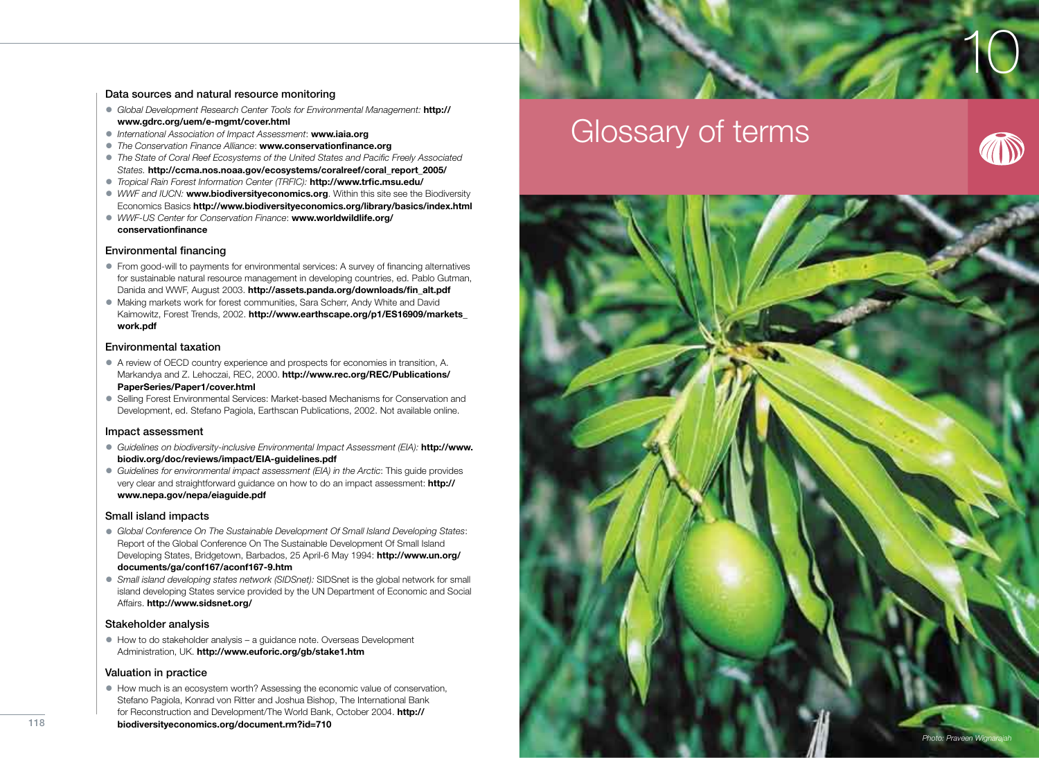### Data sources and natural resource monitoring

- *Global Development Research Center Tools for Environmental Management:* **http://www.gdrc.org/uem/e-mgmt/cover.html**
- *International Association of Impact Assessment*: **www.iaia.org**
- *The Conservation Finance Alliance*: **www.conservationfinance.org**
- *The State of Coral Reef Ecosystems of the United States and Pacific Freely Associated States.* **http://ccma.nos.noaa.gov/ecosystems/coralreef/coral_report_2005/**
- *Tropical Rain Forest Information Center (TRFIC):* **http://www.trfic.msu.edu/**
- *WWF and IUCN:* **www.biodiversityeconomics.org**. Within this site see the Biodiversity Economics Basics **http://www.biodiversityeconomics.org/library/basics/index.html**
- *WWF-US Center for Conservation Finance*: **www.worldwildlife.org/conservationfinance**

### Environmental financing

- From good-will to payments for environmental services: A survey of financing alternatives for sustainable natural resource management in developing countries, ed. Pablo Gutman, Danida and WWF, August 2003. **http://assets.panda.org/downloads/fin_alt.pdf**
- Making markets work for forest communities, Sara Scherr, Andy White and David Kaimowitz, Forest Trends, 2002. **http://www.earthscape.org/p1/ES16909/markets_work.pdf**

### Environmental taxation

- A review of OECD country experience and prospects for economies in transition, A. Markandya and Z. Lehoczai, REC, 2000. **http://www.rec.org/REC/Publications/PaperSeries/Paper1/cover.html**
- Selling Forest Environmental Services: Market-based Mechanisms for Conservation and Development, ed. Stefano Pagiola, Earthscan Publications, 2002. Not available online.

### Impact assessment

- *Guidelines on biodiversity-inclusive Environmental Impact Assessment (EIA):* **http://www.biodiv.org/doc/reviews/impact/EIA-guidelines.pdf**
- *Guidelines for environmental impact assessment (EIA) in the Arctic*: This guide provides very clear and straightforward guidance on how to do an impact assessment: **http://www.nepa.gov/nepa/eiaguide.pdf**

### Small island impacts

- *Global Conference On The Sustainable Development Of Small Island Developing States*: Report of the Global Conference On The Sustainable Development Of Small Island Developing States, Bridgetown, Barbados, 25 April-6 May 1994: **http://www.un.org/documents/ga/conf167/aconf167-9.htm**
- *Small island developing states network (SIDSnet):* SIDSnet is the global network for small island developing States service provided by the UN Department of Economic and Social Affairs. **http://www.sidsnet.org/**

### Stakeholder analysis

- How to do stakeholder analysis – a guidance note. Overseas Development Administration, UK. **http://www.euforic.org/gb/stake1.htm**

### Valuation in practice

- How much is an ecosystem worth? Assessing the economic value of conservation, Stefano Pagiola, Konrad von Ritter and Joshua Bishop, The International Bank for Reconstruction and Development/The World Bank, October 2004. **http://biodiversityeconomics.org/document.rm?id=710**

# 10 Glossary of terms

*Photo: Praveen Wignarajah*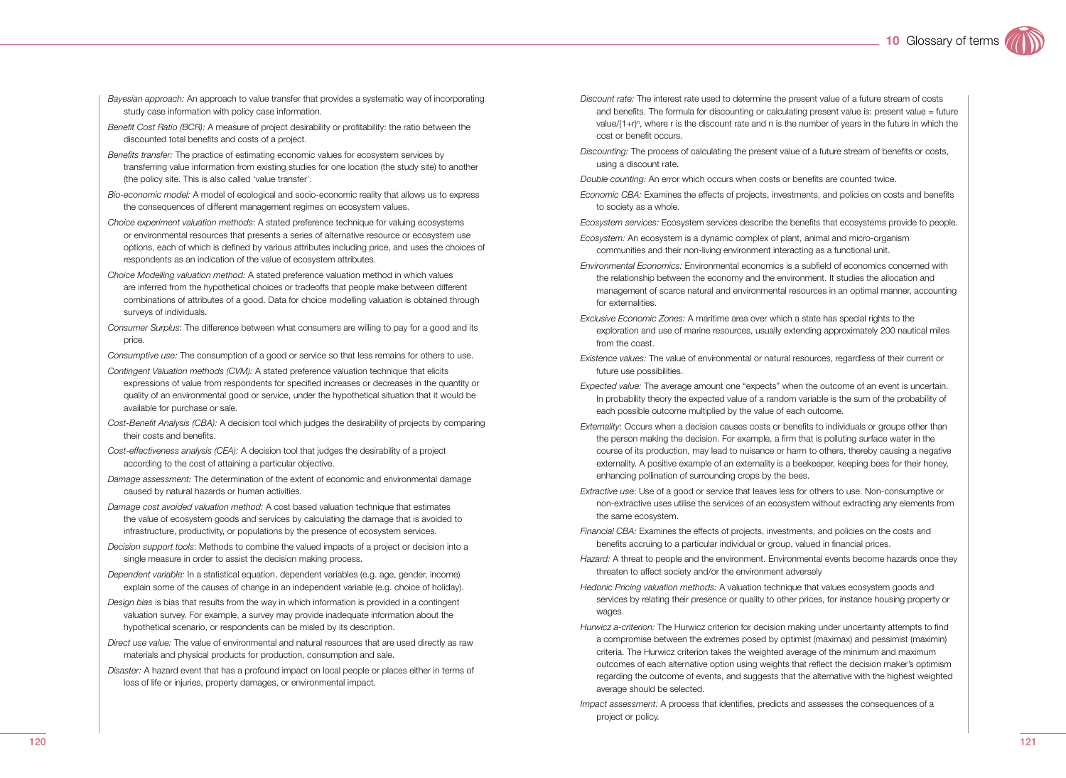*Bayesian approach:* An approach to value transfer that provides a systematic way of incorporating study case information with policy case information.

*Benefit Cost Ratio (BCR):* A measure of project desirability or profitability: the ratio between the discounted total benefits and costs of a project.

*Benefits transfer:* The practice of estimating economic values for ecosystem services by transferring value information from existing studies for one location (the study site) to another (the policy site. This is also called 'value transfer'.

*Bio-economic model:* A model of ecological and socio-economic reality that allows us to express the consequences of different management regimes on ecosystem values.

*Choice experiment valuation methods*: A stated preference technique for valuing ecosystems or environmental resources that presents a series of alternative resource or ecosystem use options, each of which is defined by various attributes including price, and uses the choices of respondents as an indication of the value of ecosystem attributes.

*Choice Modelling valuation method:* A stated preference valuation method in which values are inferred from the hypothetical choices or tradeoffs that people make between different combinations of attributes of a good. Data for choice modelling valuation is obtained through surveys of individuals.

*Consumer Surplus*: The difference between what consumers are willing to pay for a good and its price.

*Consumptive use:* The consumption of a good or service so that less remains for others to use.

*Contingent Valuation methods (CVM):* A stated preference valuation technique that elicits expressions of value from respondents for specified increases or decreases in the quantity or quality of an environmental good or service, under the hypothetical situation that it would be available for purchase or sale.

*Cost-Benefit Analysis (CBA):* A decision tool which judges the desirability of projects by comparing their costs and benefits.

*Cost-effectiveness analysis (CEA):* A decision tool that judges the desirability of a project according to the cost of attaining a particular objective.

*Damage assessment:* The determination of the extent of economic and environmental damage caused by natural hazards or human activities.

*Damage cost avoided valuation method:* A cost based valuation technique that estimates the value of ecosystem goods and services by calculating the damage that is avoided to infrastructure, productivity, or populations by the presence of ecosystem services.

*Decision support tools*: Methods to combine the valued impacts of a project or decision into a single measure in order to assist the decision making process.

*Dependent variable:* In a statistical equation, dependent variables (e.g. age, gender, income) explain some of the causes of change in an independent variable (e.g. choice of holiday).

*Design bias* is bias that results from the way in which information is provided in a contingent valuation survey. For example, a survey may provide inadequate information about the hypothetical scenario, or respondents can be misled by its description.

*Direct use value:* The value of environmental and natural resources that are used directly as raw materials and physical products for production, consumption and sale.

*Disaster:* A hazard event that has a profound impact on local people or places either in terms of loss of life or injuries, property damages, or environmental impact.

*Discount rate:* The interest rate used to determine the present value of a future stream of costs and benefits. The formula for discounting or calculating present value is: present value = future value/$(1+r)^n$, where r is the discount rate and n is the number of years in the future in which the cost or benefit occurs.

*Discounting:* The process of calculating the present value of a future stream of benefits or costs, using a discount rate.

*Double counting:* An error which occurs when costs or benefits are counted twice.

*Economic CBA:* Examines the effects of projects, investments, and policies on costs and benefits to society as a whole.

*Ecosystem services:* Ecosystem services describe the benefits that ecosystems provide to people.

*Ecosystem:* An ecosystem is a dynamic complex of plant, animal and micro-organism communities and their non-living environment interacting as a functional unit.

*Environmental Economics:* Environmental economics is a subfield of economics concerned with the relationship between the economy and the environment. It studies the allocation and management of scarce natural and environmental resources in an optimal manner, accounting for externalities.

*Exclusive Economic Zones:* A maritime area over which a state has special rights to the exploration and use of marine resources, usually extending approximately 200 nautical miles from the coast.

*Existence values:* The value of environmental or natural resources, regardless of their current or future use possibilities.

*Expected value:* The average amount one "expects" when the outcome of an event is uncertain. In probability theory the expected value of a random variable is the sum of the probability of each possible outcome multiplied by the value of each outcome.

*Externality*: Occurs when a decision causes costs or benefits to individuals or groups other than the person making the decision. For example, a firm that is polluting surface water in the course of its production, may lead to nuisance or harm to others, thereby causing a negative externality. A positive example of an externality is a beekeeper, keeping bees for their honey, enhancing pollination of surrounding crops by the bees.

*Extractive use*: Use of a good or service that leaves less for others to use. Non-consumptive or non-extractive uses utilise the services of an ecosystem without extracting any elements from the same ecosystem.

*Financial CBA:* Examines the effects of projects, investments, and policies on the costs and benefits accruing to a particular individual or group, valued in financial prices.

*Hazard:* A threat to people and the environment. Environmental events become hazards once they threaten to affect society and/or the environment adversely

*Hedonic Pricing valuation methods:* A valuation technique that values ecosystem goods and services by relating their presence or quality to other prices, for instance housing property or wages.

*Hurwicz a-criterion:* The Hurwicz criterion for decision making under uncertainty attempts to find a compromise between the extremes posed by optimist (maximax) and pessimist (maximin) criteria. The Hurwicz criterion takes the weighted average of the minimum and maximum outcomes of each alternative option using weights that reflect the decision maker's optimism regarding the outcome of events, and suggests that the alternative with the highest weighted average should be selected.

*Impact assessment:* A process that identifies, predicts and assesses the consequences of a project or policy.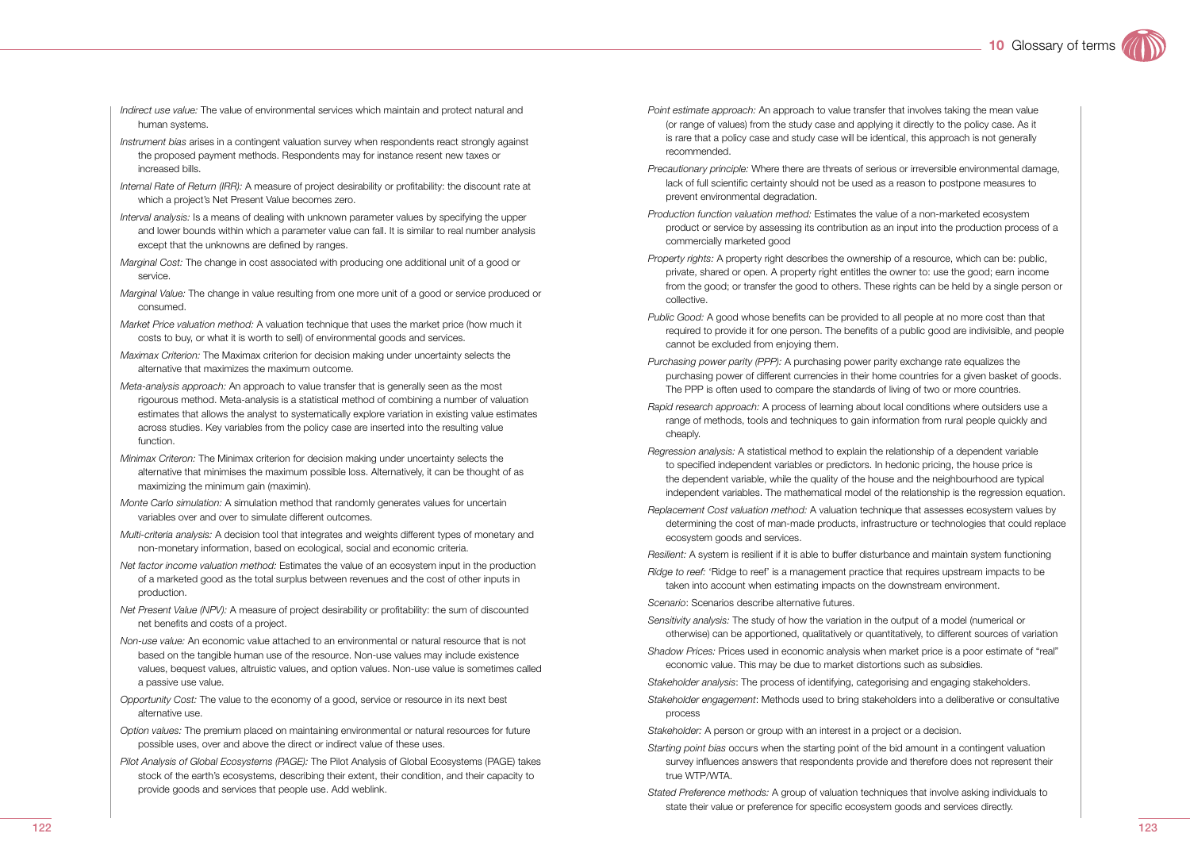*Indirect use value:* The value of environmental services which maintain and protect natural and human systems.

*Instrument bias* arises in a contingent valuation survey when respondents react strongly against the proposed payment methods. Respondents may for instance resent new taxes or increased bills.

*Internal Rate of Return (IRR):* A measure of project desirability or profitability: the discount rate at which a project's Net Present Value becomes zero.

*Interval analysis:* Is a means of dealing with unknown parameter values by specifying the upper and lower bounds within which a parameter value can fall. It is similar to real number analysis except that the unknowns are defined by ranges.

*Marginal Cost:* The change in cost associated with producing one additional unit of a good or service.

*Marginal Value:* The change in value resulting from one more unit of a good or service produced or consumed.

*Market Price valuation method:* A valuation technique that uses the market price (how much it costs to buy, or what it is worth to sell) of environmental goods and services.

*Maximax Criterion:* The Maximax criterion for decision making under uncertainty selects the alternative that maximizes the maximum outcome.

*Meta-analysis approach:* An approach to value transfer that is generally seen as the most rigourous method. Meta-analysis is a statistical method of combining a number of valuation estimates that allows the analyst to systematically explore variation in existing value estimates across studies. Key variables from the policy case are inserted into the resulting value function.

*Minimax Criteron:* The Minimax criterion for decision making under uncertainty selects the alternative that minimises the maximum possible loss. Alternatively, it can be thought of as maximizing the minimum gain (maximin).

*Monte Carlo simulation:* A simulation method that randomly generates values for uncertain variables over and over to simulate different outcomes.

*Multi-criteria analysis:* A decision tool that integrates and weights different types of monetary and non-monetary information, based on ecological, social and economic criteria.

*Net factor income valuation method:* Estimates the value of an ecosystem input in the production of a marketed good as the total surplus between revenues and the cost of other inputs in production.

*Net Present Value (NPV):* A measure of project desirability or profitability: the sum of discounted net benefits and costs of a project.

*Non-use value:* An economic value attached to an environmental or natural resource that is not based on the tangible human use of the resource. Non-use values may include existence values, bequest values, altruistic values, and option values. Non-use value is sometimes called a passive use value.

*Opportunity Cost:* The value to the economy of a good, service or resource in its next best alternative use.

*Option values:* The premium placed on maintaining environmental or natural resources for future possible uses, over and above the direct or indirect value of these uses.

*Pilot Analysis of Global Ecosystems (PAGE):* The Pilot Analysis of Global Ecosystems (PAGE) takes stock of the earth's ecosystems, describing their extent, their condition, and their capacity to provide goods and services that people use. Add weblink.

*Point estimate approach:* An approach to value transfer that involves taking the mean value (or range of values) from the study case and applying it directly to the policy case. As it is rare that a policy case and study case will be identical, this approach is not generally recommended.

*Precautionary principle:* Where there are threats of serious or irreversible environmental damage, lack of full scientific certainty should not be used as a reason to postpone measures to prevent environmental degradation.

*Production function valuation method:* Estimates the value of a non-marketed ecosystem product or service by assessing its contribution as an input into the production process of a commercially marketed good

*Property rights:* A property right describes the ownership of a resource, which can be: public, private, shared or open. A property right entitles the owner to: use the good; earn income from the good; or transfer the good to others. These rights can be held by a single person or collective.

*Public Good:* A good whose benefits can be provided to all people at no more cost than that required to provide it for one person. The benefits of a public good are indivisible, and people cannot be excluded from enjoying them.

*Purchasing power parity (PPP):* A purchasing power parity exchange rate equalizes the purchasing power of different currencies in their home countries for a given basket of goods. The PPP is often used to compare the standards of living of two or more countries.

*Rapid research approach:* A process of learning about local conditions where outsiders use a range of methods, tools and techniques to gain information from rural people quickly and cheaply.

*Regression analysis:* A statistical method to explain the relationship of a dependent variable to specified independent variables or predictors. In hedonic pricing, the house price is the dependent variable, while the quality of the house and the neighbourhood are typical independent variables. The mathematical model of the relationship is the regression equation.

*Replacement Cost valuation method:* A valuation technique that assesses ecosystem values by determining the cost of man-made products, infrastructure or technologies that could replace ecosystem goods and services.

*Resilient:* A system is resilient if it is able to buffer disturbance and maintain system functioning

*Ridge to reef:* 'Ridge to reef' is a management practice that requires upstream impacts to be taken into account when estimating impacts on the downstream environment.

*Scenario*: Scenarios describe alternative futures.

*Sensitivity analysis:* The study of how the variation in the output of a model (numerical or otherwise) can be apportioned, qualitatively or quantitatively, to different sources of variation

*Shadow Prices:* Prices used in economic analysis when market price is a poor estimate of "real" economic value. This may be due to market distortions such as subsidies.

*Stakeholder analysis*: The process of identifying, categorising and engaging stakeholders.

*Stakeholder engagement*: Methods used to bring stakeholders into a deliberative or consultative process

*Stakeholder:* A person or group with an interest in a project or a decision.

*Starting point bias* occurs when the starting point of the bid amount in a contingent valuation survey influences answers that respondents provide and therefore does not represent their true WTP/WTA.

*Stated Preference methods:* A group of valuation techniques that involve asking individuals to state their value or preference for specific ecosystem goods and services directly.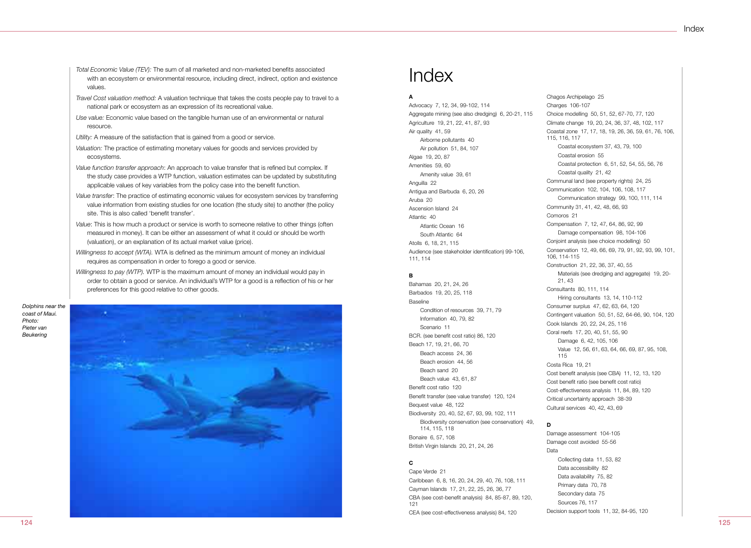*Total Economic Value (TEV):* The sum of all marketed and non-marketed benefits associated with an ecosystem or environmental resource, including direct, indirect, option and existence values.

*Travel Cost valuation method:* A valuation technique that takes the costs people pay to travel to a national park or ecosystem as an expression of its recreational value.

*Use value:* Economic value based on the tangible human use of an environmental or natural resource.

*Utility:* A measure of the satisfaction that is gained from a good or service.

*Valuation:* The practice of estimating monetary values for goods and services provided by ecosystems.

*Value function transfer approach*: An approach to value transfer that is refined but complex. If the study case provides a WTP function, valuation estimates can be updated by substituting applicable values of key variables from the policy case into the benefit function.

*Value transfer*: The practice of estimating economic values for ecosystem services by transferring value information from existing studies for one location (the study site) to another (the policy site. This is also called 'benefit transfer'.

*Value*: This is how much a product or service is worth to someone relative to other things (often measured in money). It can be either an assessment of what it could or should be worth (valuation), or an explanation of its actual market value (price).

*Willingness to accept (WTA).* WTA is defined as the minimum amount of money an individual requires as compensation in order to forego a good or service.

*Willingness to pay (WTP).* WTP is the maximum amount of money an individual would pay in order to obtain a good or service. An individual's WTP for a good is a reflection of his or her preferences for this good relative to other goods.

*Dolphins near the coast of Maui. Photo: Pieter van Beukering*

# Index

**A**

Advocacy 7, 12, 34, 99-102, 114
Aggregate mining (see also dredging) 6, 20-21, 115
Agriculture 19, 21, 22, 41, 87, 93
Air quality 41, 59
- Airborne pollutants 40
- Air pollution 51, 84, 107

Algae 19, 20, 87
Amenities 59, 60
- Amenity value 39, 61

Anguilla 22
Antigua and Barbuda 6, 20, 26
Aruba 20
Ascension Island 24
Atlantic 40
- Atlantic Ocean 16
- South Atlantic 64

Atolls 6, 18, 21, 115
Audience (see stakeholder identification) 99-106, 111, 114

**B**

Bahamas 20, 21, 24, 26
Barbados 19, 20, 25, 118
Baseline
- Condition of resources 39, 71, 79
- Information 40, 79, 82
- Scenario 11

BCR. (see benefit cost ratio) 86, 120
Beach 17, 19, 21, 66, 70
- Beach access 24, 36
- Beach erosion 44, 56
- Beach sand 20
- Beach value 43, 61, 87

Benefit cost ratio 120
Benefit transfer (see value transfer) 120, 124
Bequest value 48, 122
Biodiversity 20, 40, 52, 67, 93, 99, 102, 111
- Biodiversity conservation (see conservation) 49, 114, 115, 118

Bonaire 6, 57, 108
British Virgin Islands 20, 21, 24, 26

**C**

Cape Verde 21
Caribbean 6, 8, 16, 20, 24, 29, 40, 76, 108, 111
Cayman Islands 17, 21, 22, 25, 26, 36, 77
CBA (see cost-benefit analysis) 84, 85-87, 89, 120, 121
CEA (see cost-effectiveness analysis) 84, 120
Chagos Archipelago 25
Charges 106-107
Choice modelling 50, 51, 52, 67-70, 77, 120
Climate change 19, 20, 24, 36, 37, 48, 102, 117
Coastal zone 17, 17, 18, 19, 26, 36, 59, 61, 76, 106, 115, 116, 117
- Coastal ecosystem 37, 43, 79, 100
- Coastal erosion 55
- Coastal protection 6, 51, 52, 54, 55, 56, 76
- Coastal quality 21, 42

Communal land (see property rights) 24, 25
Communication 102, 104, 106, 108, 117
- Communication strategy 99, 100, 111, 114

Community 31, 41, 42, 48, 66, 93
Comoros 21
Compensation 7, 12, 47, 64, 86, 92, 99
- Damage compensation 98, 104-106

Conjoint analysis (see choice modelling) 50
Conservation 12, 49, 66, 69, 79, 91, 92, 93, 99, 101, 106, 114-115
Construction 21, 22, 36, 37, 40, 55
- Materials (see dredging and aggregate) 19, 20-21, 43

Consultants 80, 111, 114
- Hiring consultants 13, 14, 110-112

Consumer surplus 47, 62, 63, 64, 120
Contingent valuation 50, 51, 52, 64-66, 90, 104, 120
Cook Islands 20, 22, 24, 25, 116
Coral reefs 17, 20, 40, 51, 55, 90
- Damage 6, 42, 105, 106
- Value 12, 56, 61, 63, 64, 66, 69, 87, 95, 108, 115

Costa Rica 19, 21
Cost benefit analysis (see CBA) 11, 12, 13, 120
Cost benefit ratio (see benefit cost ratio)
Cost-effectiveness analysis 11, 84, 89, 120
Critical uncertainty approach 38-39
Cultural services 40, 42, 43, 69

**D**

Damage assessment 104-105
Damage cost avoided 55-56
Data
- Collecting data 11, 53, 82
- Data accessibility 82
- Data availability 75, 82
- Primary data 70, 78
- Secondary data 75
- Sources 76, 117

Decision support tools 11, 32, 84-95, 120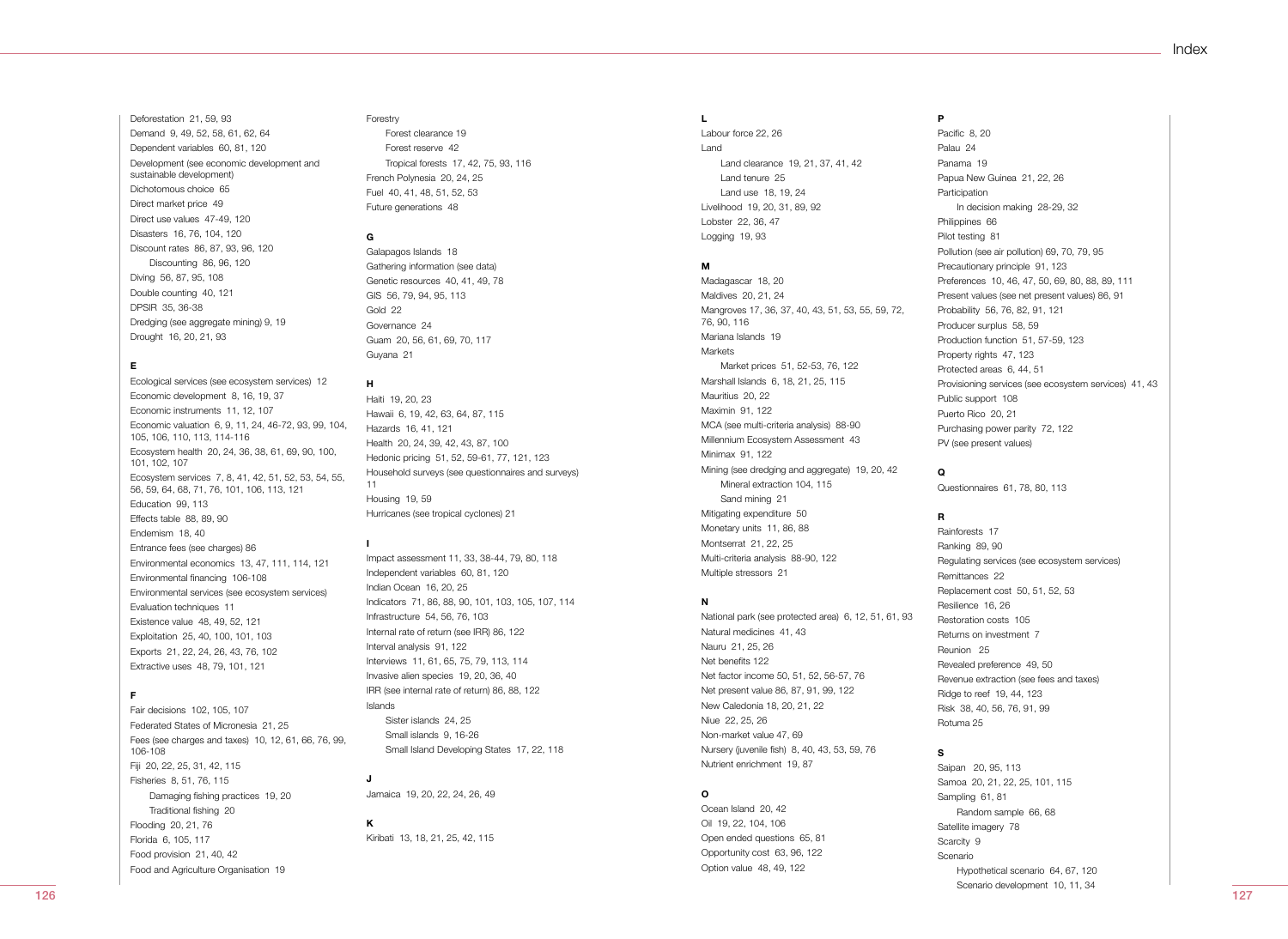Deforestation 21, 59, 93
Demand 9, 49, 52, 58, 61, 62, 64
Dependent variables 60, 81, 120
Development (see economic development and sustainable development)
Dichotomous choice 65
Direct market price 49
Direct use values 47-49, 120
Disasters 16, 76, 104, 120
Discount rates 86, 87, 93, 96, 120
- Discounting 86, 96, 120

Diving 56, 87, 95, 108
Double counting 40, 121
DPSIR 35, 36-38
Dredging (see aggregate mining) 9, 19
Drought 16, 20, 21, 93

**E**

Ecological services (see ecosystem services) 12
Economic development 8, 16, 19, 37
Economic instruments 11, 12, 107
Economic valuation 6, 9, 11, 24, 46-72, 93, 99, 104, 105, 106, 110, 113, 114-116
Ecosystem health 20, 24, 36, 38, 61, 69, 90, 100, 101, 102, 107
Ecosystem services 7, 8, 41, 42, 51, 52, 53, 54, 55, 56, 59, 64, 68, 71, 76, 101, 106, 113, 121
Education 99, 113
Effects table 88, 89, 90
Endemism 18, 40
Entrance fees (see charges) 86
Environmental economics 13, 47, 111, 114, 121
Environmental financing 106-108
Environmental services (see ecosystem services)
Evaluation techniques 11
Existence value 48, 49, 52, 121
Exploitation 25, 40, 100, 101, 103
Exports 21, 22, 24, 26, 43, 76, 102
Extractive uses 48, 79, 101, 121

**F**

Fair decisions 102, 105, 107
Federated States of Micronesia 21, 25
Fees (see charges and taxes) 10, 12, 61, 66, 76, 99, 106-108
Fiji 20, 22, 25, 31, 42, 115
Fisheries 8, 51, 76, 115
- Damaging fishing practices 19, 20
- Traditional fishing 20

Flooding 20, 21, 76
Florida 6, 105, 117
Food provision 21, 40, 42
Food and Agriculture Organisation 19

Forestry
- Forest clearance 19
- Forest reserve 42
- Tropical forests 17, 42, 75, 93, 116

French Polynesia 20, 24, 25
Fuel 40, 41, 48, 51, 52, 53
Future generations 48

**G**

Galapagos Islands 18
Gathering information (see data)
Genetic resources 40, 41, 49, 78
GIS 56, 79, 94, 95, 113
Gold 22
Governance 24
Guam 20, 56, 61, 69, 70, 117
Guyana 21

**H**

Haiti 19, 20, 23
Hawaii 6, 19, 42, 63, 64, 87, 115
Hazards 16, 41, 121
Health 20, 24, 39, 42, 43, 87, 100
Hedonic pricing 51, 52, 59-61, 77, 121, 123
Household surveys (see questionnaires and surveys) 11
Housing 19, 59
Hurricanes (see tropical cyclones) 21

**I**

Impact assessment 11, 33, 38-44, 79, 80, 118
Independent variables 60, 81, 120
Indian Ocean 16, 20, 25
Indicators 71, 86, 88, 90, 101, 103, 105, 107, 114
Infrastructure 54, 56, 76, 103
Internal rate of return (see IRR) 86, 122
Interval analysis 91, 122
Interviews 11, 61, 65, 75, 79, 113, 114
Invasive alien species 19, 20, 36, 40
IRR (see internal rate of return) 86, 88, 122
Islands
- Sister islands 24, 25
- Small islands 9, 16-26
- Small Island Developing States 17, 22, 118

**J**

Jamaica 19, 20, 22, 24, 26, 49

**K**

Kiribati 13, 18, 21, 25, 42, 115

**L**

Labour force 22, 26
Land
- Land clearance 19, 21, 37, 41, 42
- Land tenure 25
- Land use 18, 19, 24

Livelihood 19, 20, 31, 89, 92
Lobster 22, 36, 47
Logging 19, 93

**M**

Madagascar 18, 20
Maldives 20, 21, 24
Mangroves 17, 36, 37, 40, 43, 51, 53, 55, 59, 72, 76, 90, 116
Mariana Islands 19
Markets
- Market prices 51, 52-53, 76, 122

Marshall Islands 6, 18, 21, 25, 115
Mauritius 20, 22
Maximin 91, 122
MCA (see multi-criteria analysis) 88-90
Millennium Ecosystem Assessment 43
Minimax 91, 122
Mining (see dredging and aggregate) 19, 20, 42
- Mineral extraction 104, 115
- Sand mining 21

Mitigating expenditure 50
Monetary units 11, 86, 88
Montserrat 21, 22, 25
Multi-criteria analysis 88-90, 122
Multiple stressors 21

**N**

National park (see protected area) 6, 12, 51, 61, 93
Natural medicines 41, 43
Nauru 21, 25, 26
Net benefits 122
Net factor income 50, 51, 52, 56-57, 76
Net present value 86, 87, 91, 99, 122
New Caledonia 18, 20, 21, 22
Niue 22, 25, 26
Non-market value 47, 69
Nursery (juvenile fish) 8, 40, 43, 53, 59, 76
Nutrient enrichment 19, 87

**O**

Ocean Island 20, 42
Oil 19, 22, 104, 106
Open ended questions 65, 81
Opportunity cost 63, 96, 122
Option value 48, 49, 122

**P**

Pacific 8, 20
Palau 24
Panama 19
Papua New Guinea 21, 22, 26
Participation
- In decision making 28-29, 32

Philippines 66
Pilot testing 81
Pollution (see air pollution) 69, 70, 79, 95
Precautionary principle 91, 123
Preferences 10, 46, 47, 50, 69, 80, 88, 89, 111
Present values (see net present values) 86, 91
Probability 56, 76, 82, 91, 121
Producer surplus 58, 59
Production function 51, 57-59, 123
Property rights 47, 123
Protected areas 6, 44, 51
Provisioning services (see ecosystem services) 41, 43
Public support 108
Puerto Rico 20, 21
Purchasing power parity 72, 122
PV (see present values)

**Q**

Questionnaires 61, 78, 80, 113

**R**

Rainforests 17
Ranking 89, 90
Regulating services (see ecosystem services)
Remittances 22
Replacement cost 50, 51, 52, 53
Resilience 16, 26
Restoration costs 105
Returns on investment 7
Reunion 25
Revealed preference 49, 50
Revenue extraction (see fees and taxes)
Ridge to reef 19, 44, 123
Risk 38, 40, 56, 76, 91, 99
Rotuma 25

**S**

Saipan 20, 95, 113
Samoa 20, 21, 22, 25, 101, 115
Sampling 61, 81
- Random sample 66, 68

Satellite imagery 78
Scarcity 9
Scenario
- Hypothetical scenario 64, 67, 120
- Scenario development 10, 11, 34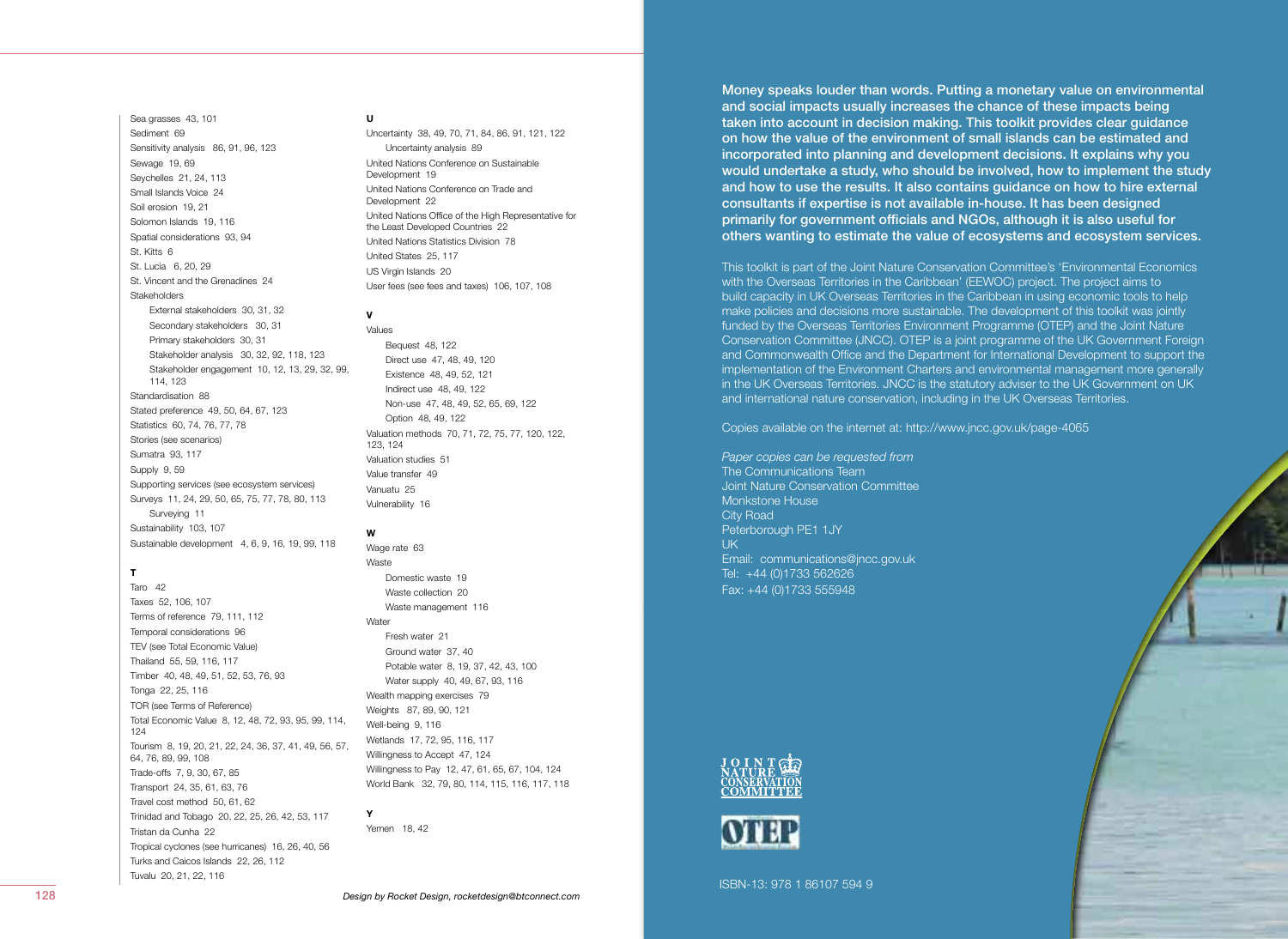Sea grasses 43, 101
Sediment 69
Sensitivity analysis 86, 91, 96, 123
Sewage 19, 69
Seychelles 21, 24, 113
Small Islands Voice 24
Soil erosion 19, 21
Solomon Islands 19, 116
Spatial considerations 93, 94
St. Kitts 6
St. Lucia 6, 20, 29
St. Vincent and the Grenadines 24
Stakeholders
- External stakeholders 30, 31, 32
- Secondary stakeholders 30, 31
- Primary stakeholders 30, 31
- Stakeholder analysis 30, 32, 92, 118, 123
- Stakeholder engagement 10, 12, 13, 29, 32, 99, 114, 123

Standardisation 88
Stated preference 49, 50, 64, 67, 123
Statistics 60, 74, 76, 77, 78
Stories (see scenarios)
Sumatra 93, 117
Supply 9, 59
Supporting services (see ecosystem services)
Surveys 11, 24, 29, 50, 65, 75, 77, 78, 80, 113
- Surveying 11

Sustainability 103, 107
Sustainable development 4, 6, 9, 16, 19, 99, 118

**T**

Taro 42
Taxes 52, 106, 107
Terms of reference 79, 111, 112
Temporal considerations 96
TEV (see Total Economic Value)
Thailand 55, 59, 116, 117
Timber 40, 48, 49, 51, 52, 53, 76, 93
Tonga 22, 25, 116
TOR (see Terms of Reference)
Total Economic Value 8, 12, 48, 72, 93, 95, 99, 114, 124
Tourism 8, 19, 20, 21, 22, 24, 36, 37, 41, 49, 56, 57, 64, 76, 89, 99, 108
Trade-offs 7, 9, 30, 67, 85
Transport 24, 35, 61, 63, 76
Travel cost method 50, 61, 62
Trinidad and Tobago 20, 22, 25, 26, 42, 53, 117
Tristan da Cunha 22
Tropical cyclones (see hurricanes) 16, 26, 40, 56
Turks and Caicos Islands 22, 26, 112
Tuvalu 20, 21, 22, 116

**U**

Uncertainty 38, 49, 70, 71, 84, 86, 91, 121, 122
- Uncertainty analysis 89

United Nations Conference on Sustainable Development 19
United Nations Conference on Trade and Development 22
United Nations Office of the High Representative for the Least Developed Countries 22
United Nations Statistics Division 78
United States 25, 117
US Virgin Islands 20
User fees (see fees and taxes) 106, 107, 108

**V**

Values
- Bequest 48, 122
- Direct use 47, 48, 49, 120
- Existence 48, 49, 52, 121
- Indirect use 48, 49, 122
- Non-use 47, 48, 49, 52, 65, 69, 122
- Option 48, 49, 122

Valuation methods 70, 71, 72, 75, 77, 120, 122, 123, 124
Valuation studies 51
Value transfer 49
Vanuatu 25
Vulnerability 16

**W**

Wage rate 63
Waste
- Domestic waste 19
- Waste collection 20
- Waste management 116

Water
- Fresh water 21
- Ground water 37, 40
- Potable water 8, 19, 37, 42, 43, 100
- Water supply 40, 49, 67, 93, 116

Wealth mapping exercises 79
Weights 87, 89, 90, 121
Well-being 9, 116
Wetlands 17, 72, 95, 116, 117
Willingness to Accept 47, 124
Willingness to Pay 12, 47, 61, 65, 67, 104, 124
World Bank 32, 79, 80, 114, 115, 116, 117, 118

**Y**

Yemen 18, 42

*Design by Rocket Design, rocketdesign@btconnect.com*

**Money speaks louder than words. Putting a monetary value on environmental and social impacts usually increases the chance of these impacts being taken into account in decision making. This toolkit provides clear guidance on how the value of the environment of small islands can be estimated and incorporated into planning and development decisions. It explains why you would undertake a study, who should be involved, how to implement the study and how to use the results. It also contains guidance on how to hire external consultants if expertise is not available in-house. It has been designed primarily for government officials and NGOs, although it is also useful for others wanting to estimate the value of ecosystems and ecosystem services.**

This toolkit is part of the Joint Nature Conservation Committee's 'Environmental Economics with the Overseas Territories in the Caribbean' (EEWOC) project. The project aims to build capacity in UK Overseas Territories in the Caribbean in using economic tools to help make policies and decisions more sustainable. The development of this toolkit was jointly funded by the Overseas Territories Environment Programme (OTEP) and the Joint Nature Conservation Committee (JNCC). OTEP is a joint programme of the UK Government Foreign and Commonwealth Office and the Department for International Development to support the implementation of the Environment Charters and environmental management more generally in the UK Overseas Territories. JNCC is the statutory adviser to the UK Government on UK and international nature conservation, including in the UK Overseas Territories.

Copies available on the internet at: http://www.jncc.gov.uk/page-4065

*Paper copies can be requested from*
The Communications Team
Joint Nature Conservation Committee
Monkstone House
City Road
Peterborough PE1 1JY
UK
Email: communications@jncc.gov.uk
Tel: +44 (0)1733 562626
Fax: +44 (0)1733 555948

JOINT NATURE CONSERVATION COMMITTEE

OTEP

ISBN-13: 978 1 86107 594 9